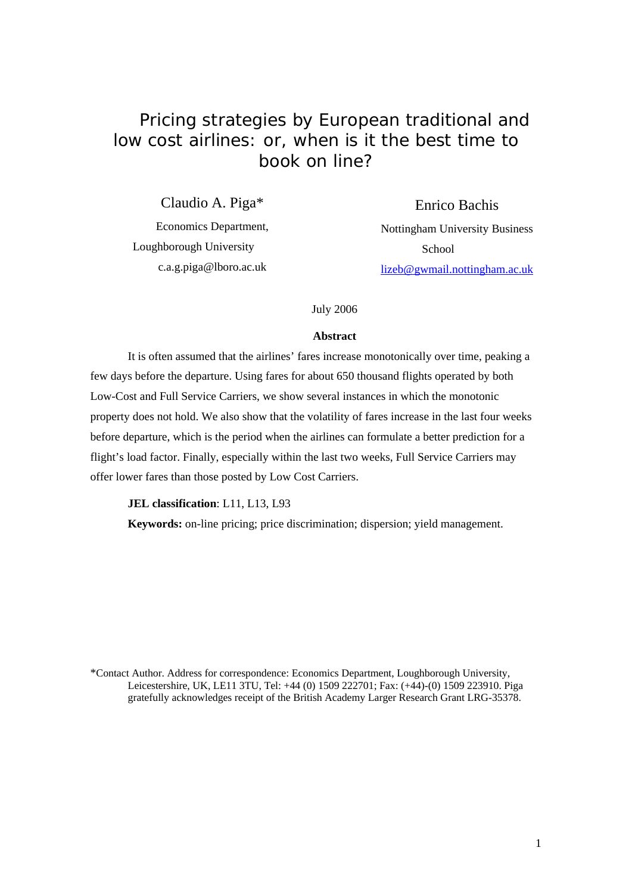# Pricing strategies by European traditional and low cost airlines: or, when is it the best time to book on line?

Claudio A. Piga*

Economics Department,
Loughborough University
c.a.g.piga@lboro.ac.uk

Enrico Bachis

Nottingham University Business School
lizeb@gwmail.nottingham.ac.uk

July 2006

**Abstract**

It is often assumed that the airlines' fares increase monotonically over time, peaking a few days before the departure. Using fares for about 650 thousand flights operated by both Low-Cost and Full Service Carriers, we show several instances in which the monotonic property does not hold. We also show that the volatility of fares increase in the last four weeks before departure, which is the period when the airlines can formulate a better prediction for a flight's load factor. Finally, especially within the last two weeks, Full Service Carriers may offer lower fares than those posted by Low Cost Carriers.

**JEL classification**: L11, L13, L93

**Keywords:** on-line pricing; price discrimination; dispersion; yield management.

*Contact Author. Address for correspondence: Economics Department, Loughborough University, Leicestershire, UK, LE11 3TU, Tel: +44 (0) 1509 222701; Fax: (+44)-(0) 1509 223910. Piga gratefully acknowledges receipt of the British Academy Larger Research Grant LRG-35378.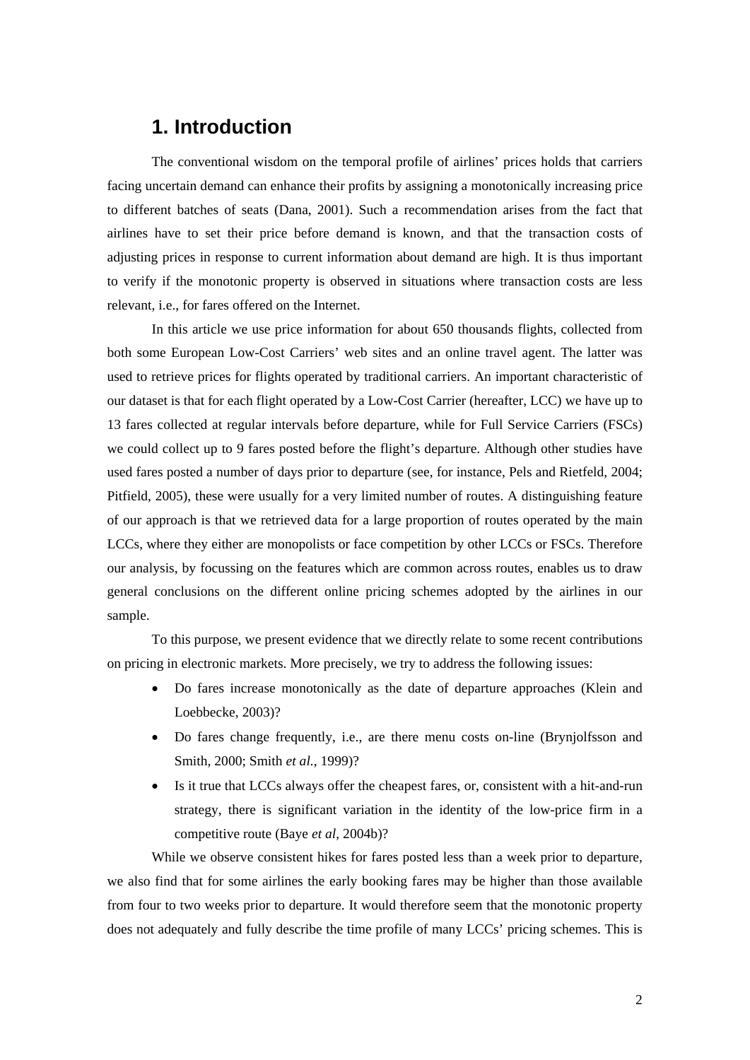# 1. Introduction

The conventional wisdom on the temporal profile of airlines' prices holds that carriers facing uncertain demand can enhance their profits by assigning a monotonically increasing price to different batches of seats (Dana, 2001). Such a recommendation arises from the fact that airlines have to set their price before demand is known, and that the transaction costs of adjusting prices in response to current information about demand are high. It is thus important to verify if the monotonic property is observed in situations where transaction costs are less relevant, i.e., for fares offered on the Internet.

In this article we use price information for about 650 thousands flights, collected from both some European Low-Cost Carriers' web sites and an online travel agent. The latter was used to retrieve prices for flights operated by traditional carriers. An important characteristic of our dataset is that for each flight operated by a Low-Cost Carrier (hereafter, LCC) we have up to 13 fares collected at regular intervals before departure, while for Full Service Carriers (FSCs) we could collect up to 9 fares posted before the flight's departure. Although other studies have used fares posted a number of days prior to departure (see, for instance, Pels and Rietfeld, 2004; Pitfield, 2005), these were usually for a very limited number of routes. A distinguishing feature of our approach is that we retrieved data for a large proportion of routes operated by the main LCCs, where they either are monopolists or face competition by other LCCs or FSCs. Therefore our analysis, by focussing on the features which are common across routes, enables us to draw general conclusions on the different online pricing schemes adopted by the airlines in our sample.

To this purpose, we present evidence that we directly relate to some recent contributions on pricing in electronic markets. More precisely, we try to address the following issues:

- Do fares increase monotonically as the date of departure approaches (Klein and Loebbecke, 2003)?
- Do fares change frequently, i.e., are there menu costs on-line (Brynjolfsson and Smith, 2000; Smith *et al.*, 1999)?
- Is it true that LCCs always offer the cheapest fares, or, consistent with a hit-and-run strategy, there is significant variation in the identity of the low-price firm in a competitive route (Baye *et al*, 2004b)?

While we observe consistent hikes for fares posted less than a week prior to departure, we also find that for some airlines the early booking fares may be higher than those available from four to two weeks prior to departure. It would therefore seem that the monotonic property does not adequately and fully describe the time profile of many LCCs' pricing schemes. This is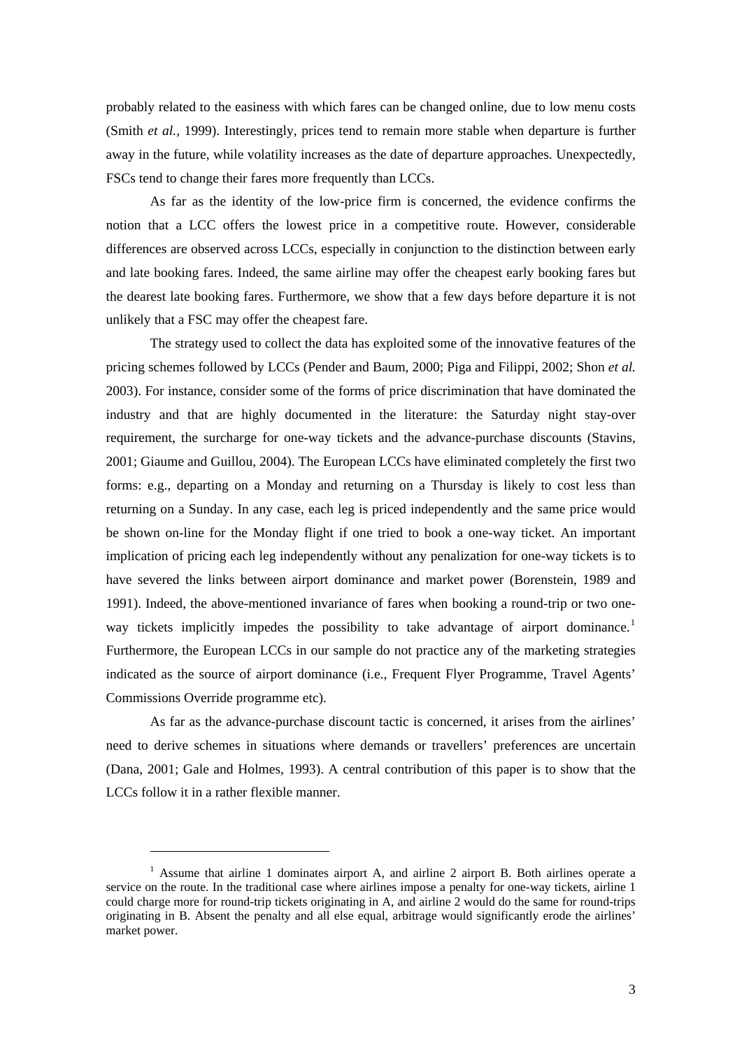probably related to the easiness with which fares can be changed online, due to low menu costs (Smith *et al.*, 1999). Interestingly, prices tend to remain more stable when departure is further away in the future, while volatility increases as the date of departure approaches. Unexpectedly, FSCs tend to change their fares more frequently than LCCs.

As far as the identity of the low-price firm is concerned, the evidence confirms the notion that a LCC offers the lowest price in a competitive route. However, considerable differences are observed across LCCs, especially in conjunction to the distinction between early and late booking fares. Indeed, the same airline may offer the cheapest early booking fares but the dearest late booking fares. Furthermore, we show that a few days before departure it is not unlikely that a FSC may offer the cheapest fare.

The strategy used to collect the data has exploited some of the innovative features of the pricing schemes followed by LCCs (Pender and Baum, 2000; Piga and Filippi, 2002; Shon *et al.* 2003). For instance, consider some of the forms of price discrimination that have dominated the industry and that are highly documented in the literature: the Saturday night stay-over requirement, the surcharge for one-way tickets and the advance-purchase discounts (Stavins, 2001; Giaume and Guillou, 2004). The European LCCs have eliminated completely the first two forms: e.g., departing on a Monday and returning on a Thursday is likely to cost less than returning on a Sunday. In any case, each leg is priced independently and the same price would be shown on-line for the Monday flight if one tried to book a one-way ticket. An important implication of pricing each leg independently without any penalization for one-way tickets is to have severed the links between airport dominance and market power (Borenstein, 1989 and 1991). Indeed, the above-mentioned invariance of fares when booking a round-trip or two one-way tickets implicitly impedes the possibility to take advantage of airport dominance.[1] Furthermore, the European LCCs in our sample do not practice any of the marketing strategies indicated as the source of airport dominance (i.e., Frequent Flyer Programme, Travel Agents' Commissions Override programme etc).

As far as the advance-purchase discount tactic is concerned, it arises from the airlines' need to derive schemes in situations where demands or travellers' preferences are uncertain (Dana, 2001; Gale and Holmes, 1993). A central contribution of this paper is to show that the LCCs follow it in a rather flexible manner.

---

[1] Assume that airline 1 dominates airport A, and airline 2 airport B. Both airlines operate a service on the route. In the traditional case where airlines impose a penalty for one-way tickets, airline 1 could charge more for round-trip tickets originating in A, and airline 2 would do the same for round-trips originating in B. Absent the penalty and all else equal, arbitrage would significantly erode the airlines' market power.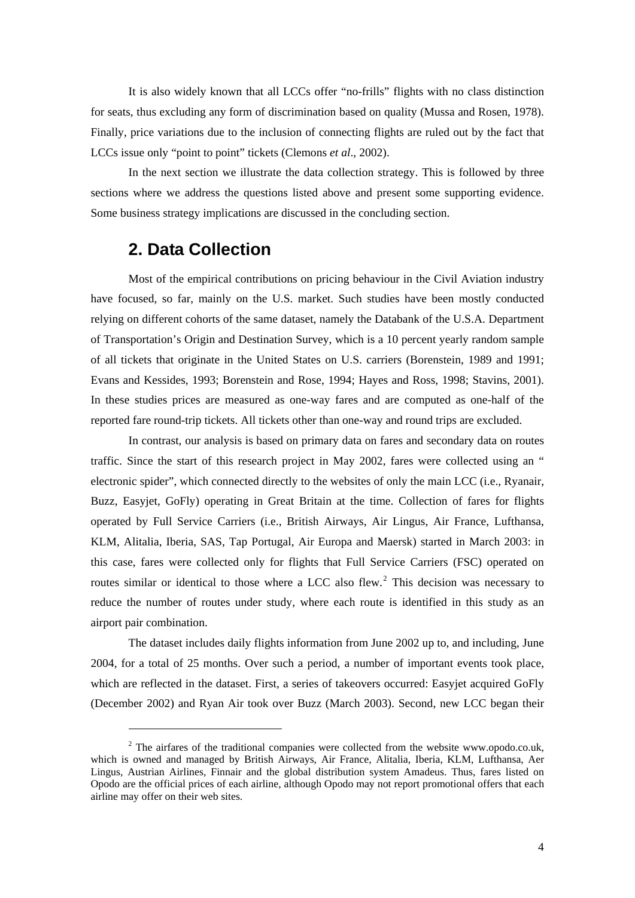It is also widely known that all LCCs offer "no-frills" flights with no class distinction for seats, thus excluding any form of discrimination based on quality (Mussa and Rosen, 1978). Finally, price variations due to the inclusion of connecting flights are ruled out by the fact that LCCs issue only "point to point" tickets (Clemons *et al*., 2002).

In the next section we illustrate the data collection strategy. This is followed by three sections where we address the questions listed above and present some supporting evidence. Some business strategy implications are discussed in the concluding section.

## 2. Data Collection

Most of the empirical contributions on pricing behaviour in the Civil Aviation industry have focused, so far, mainly on the U.S. market. Such studies have been mostly conducted relying on different cohorts of the same dataset, namely the Databank of the U.S.A. Department of Transportation's Origin and Destination Survey, which is a 10 percent yearly random sample of all tickets that originate in the United States on U.S. carriers (Borenstein, 1989 and 1991; Evans and Kessides, 1993; Borenstein and Rose, 1994; Hayes and Ross, 1998; Stavins, 2001). In these studies prices are measured as one-way fares and are computed as one-half of the reported fare round-trip tickets. All tickets other than one-way and round trips are excluded.

In contrast, our analysis is based on primary data on fares and secondary data on routes traffic. Since the start of this research project in May 2002, fares were collected using an " electronic spider", which connected directly to the websites of only the main LCC (i.e., Ryanair, Buzz, Easyjet, GoFly) operating in Great Britain at the time. Collection of fares for flights operated by Full Service Carriers (i.e., British Airways, Air Lingus, Air France, Lufthansa, KLM, Alitalia, Iberia, SAS, Tap Portugal, Air Europa and Maersk) started in March 2003: in this case, fares were collected only for flights that Full Service Carriers (FSC) operated on routes similar or identical to those where a LCC also flew.[2] This decision was necessary to reduce the number of routes under study, where each route is identified in this study as an airport pair combination.

The dataset includes daily flights information from June 2002 up to, and including, June 2004, for a total of 25 months. Over such a period, a number of important events took place, which are reflected in the dataset. First, a series of takeovers occurred: Easyjet acquired GoFly (December 2002) and Ryan Air took over Buzz (March 2003). Second, new LCC began their

---

[2] The airfares of the traditional companies were collected from the website www.opodo.co.uk, which is owned and managed by British Airways, Air France, Alitalia, Iberia, KLM, Lufthansa, Aer Lingus, Austrian Airlines, Finnair and the global distribution system Amadeus. Thus, fares listed on Opodo are the official prices of each airline, although Opodo may not report promotional offers that each airline may offer on their web sites.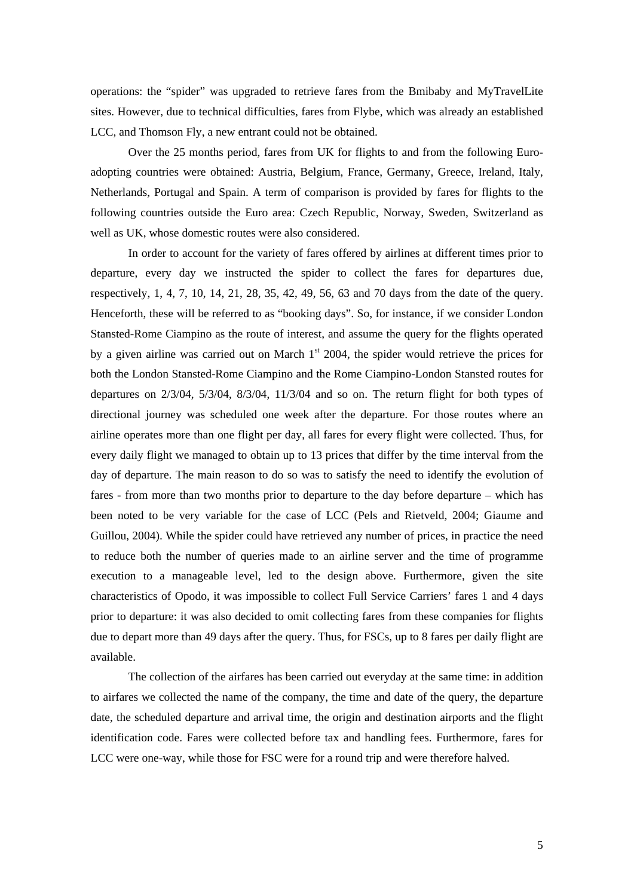operations: the "spider" was upgraded to retrieve fares from the Bmibaby and MyTravelLite sites. However, due to technical difficulties, fares from Flybe, which was already an established LCC, and Thomson Fly, a new entrant could not be obtained.

Over the 25 months period, fares from UK for flights to and from the following Euro-adopting countries were obtained: Austria, Belgium, France, Germany, Greece, Ireland, Italy, Netherlands, Portugal and Spain. A term of comparison is provided by fares for flights to the following countries outside the Euro area: Czech Republic, Norway, Sweden, Switzerland as well as UK, whose domestic routes were also considered.

In order to account for the variety of fares offered by airlines at different times prior to departure, every day we instructed the spider to collect the fares for departures due, respectively, 1, 4, 7, 10, 14, 21, 28, 35, 42, 49, 56, 63 and 70 days from the date of the query. Henceforth, these will be referred to as "booking days". So, for instance, if we consider London Stansted-Rome Ciampino as the route of interest, and assume the query for the flights operated by a given airline was carried out on March 1st 2004, the spider would retrieve the prices for both the London Stansted-Rome Ciampino and the Rome Ciampino-London Stansted routes for departures on 2/3/04, 5/3/04, 8/3/04, 11/3/04 and so on. The return flight for both types of directional journey was scheduled one week after the departure. For those routes where an airline operates more than one flight per day, all fares for every flight were collected. Thus, for every daily flight we managed to obtain up to 13 prices that differ by the time interval from the day of departure. The main reason to do so was to satisfy the need to identify the evolution of fares - from more than two months prior to departure to the day before departure – which has been noted to be very variable for the case of LCC (Pels and Rietveld, 2004; Giaume and Guillou, 2004). While the spider could have retrieved any number of prices, in practice the need to reduce both the number of queries made to an airline server and the time of programme execution to a manageable level, led to the design above. Furthermore, given the site characteristics of Opodo, it was impossible to collect Full Service Carriers' fares 1 and 4 days prior to departure: it was also decided to omit collecting fares from these companies for flights due to depart more than 49 days after the query. Thus, for FSCs, up to 8 fares per daily flight are available.

The collection of the airfares has been carried out everyday at the same time: in addition to airfares we collected the name of the company, the time and date of the query, the departure date, the scheduled departure and arrival time, the origin and destination airports and the flight identification code. Fares were collected before tax and handling fees. Furthermore, fares for LCC were one-way, while those for FSC were for a round trip and were therefore halved.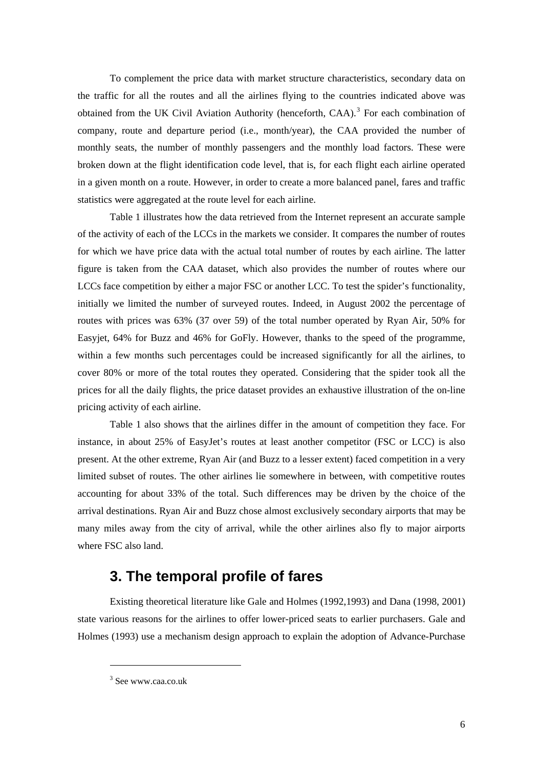To complement the price data with market structure characteristics, secondary data on the traffic for all the routes and all the airlines flying to the countries indicated above was obtained from the UK Civil Aviation Authority (henceforth, CAA).[3] For each combination of company, route and departure period (i.e., month/year), the CAA provided the number of monthly seats, the number of monthly passengers and the monthly load factors. These were broken down at the flight identification code level, that is, for each flight each airline operated in a given month on a route. However, in order to create a more balanced panel, fares and traffic statistics were aggregated at the route level for each airline.

Table 1 illustrates how the data retrieved from the Internet represent an accurate sample of the activity of each of the LCCs in the markets we consider. It compares the number of routes for which we have price data with the actual total number of routes by each airline. The latter figure is taken from the CAA dataset, which also provides the number of routes where our LCCs face competition by either a major FSC or another LCC. To test the spider's functionality, initially we limited the number of surveyed routes. Indeed, in August 2002 the percentage of routes with prices was 63% (37 over 59) of the total number operated by Ryan Air, 50% for Easyjet, 64% for Buzz and 46% for GoFly. However, thanks to the speed of the programme, within a few months such percentages could be increased significantly for all the airlines, to cover 80% or more of the total routes they operated. Considering that the spider took all the prices for all the daily flights, the price dataset provides an exhaustive illustration of the on-line pricing activity of each airline.

Table 1 also shows that the airlines differ in the amount of competition they face. For instance, in about 25% of EasyJet's routes at least another competitor (FSC or LCC) is also present. At the other extreme, Ryan Air (and Buzz to a lesser extent) faced competition in a very limited subset of routes. The other airlines lie somewhere in between, with competitive routes accounting for about 33% of the total. Such differences may be driven by the choice of the arrival destinations. Ryan Air and Buzz chose almost exclusively secondary airports that may be many miles away from the city of arrival, while the other airlines also fly to major airports where FSC also land.

## 3. The temporal profile of fares

Existing theoretical literature like Gale and Holmes (1992,1993) and Dana (1998, 2001) state various reasons for the airlines to offer lower-priced seats to earlier purchasers. Gale and Holmes (1993) use a mechanism design approach to explain the adoption of Advance-Purchase

---

[3] See www.caa.co.uk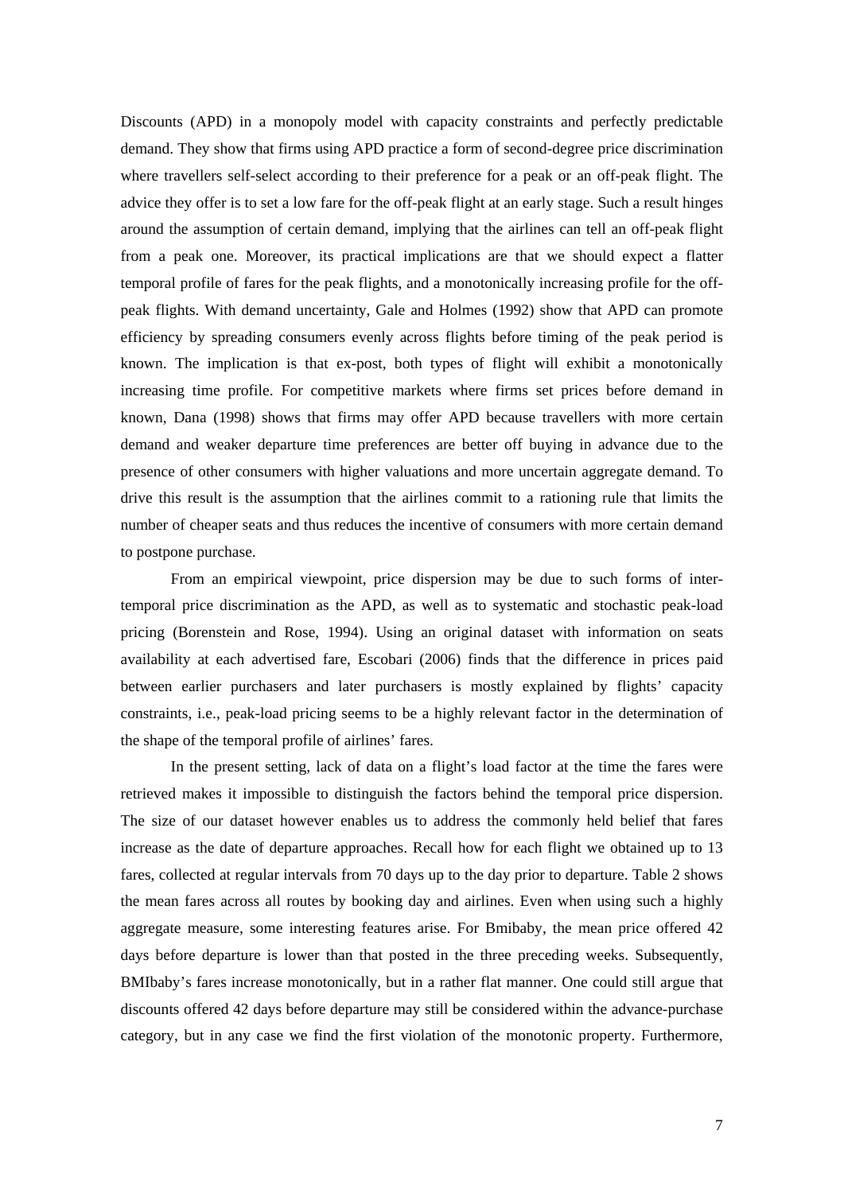Discounts (APD) in a monopoly model with capacity constraints and perfectly predictable demand. They show that firms using APD practice a form of second-degree price discrimination where travellers self-select according to their preference for a peak or an off-peak flight. The advice they offer is to set a low fare for the off-peak flight at an early stage. Such a result hinges around the assumption of certain demand, implying that the airlines can tell an off-peak flight from a peak one. Moreover, its practical implications are that we should expect a flatter temporal profile of fares for the peak flights, and a monotonically increasing profile for the off-peak flights. With demand uncertainty, Gale and Holmes (1992) show that APD can promote efficiency by spreading consumers evenly across flights before timing of the peak period is known. The implication is that ex-post, both types of flight will exhibit a monotonically increasing time profile. For competitive markets where firms set prices before demand in known, Dana (1998) shows that firms may offer APD because travellers with more certain demand and weaker departure time preferences are better off buying in advance due to the presence of other consumers with higher valuations and more uncertain aggregate demand. To drive this result is the assumption that the airlines commit to a rationing rule that limits the number of cheaper seats and thus reduces the incentive of consumers with more certain demand to postpone purchase.

From an empirical viewpoint, price dispersion may be due to such forms of inter-temporal price discrimination as the APD, as well as to systematic and stochastic peak-load pricing (Borenstein and Rose, 1994). Using an original dataset with information on seats availability at each advertised fare, Escobari (2006) finds that the difference in prices paid between earlier purchasers and later purchasers is mostly explained by flights' capacity constraints, i.e., peak-load pricing seems to be a highly relevant factor in the determination of the shape of the temporal profile of airlines' fares.

In the present setting, lack of data on a flight's load factor at the time the fares were retrieved makes it impossible to distinguish the factors behind the temporal price dispersion. The size of our dataset however enables us to address the commonly held belief that fares increase as the date of departure approaches. Recall how for each flight we obtained up to 13 fares, collected at regular intervals from 70 days up to the day prior to departure. Table 2 shows the mean fares across all routes by booking day and airlines. Even when using such a highly aggregate measure, some interesting features arise. For Bmibaby, the mean price offered 42 days before departure is lower than that posted in the three preceding weeks. Subsequently, BMIbaby's fares increase monotonically, but in a rather flat manner. One could still argue that discounts offered 42 days before departure may still be considered within the advance-purchase category, but in any case we find the first violation of the monotonic property. Furthermore,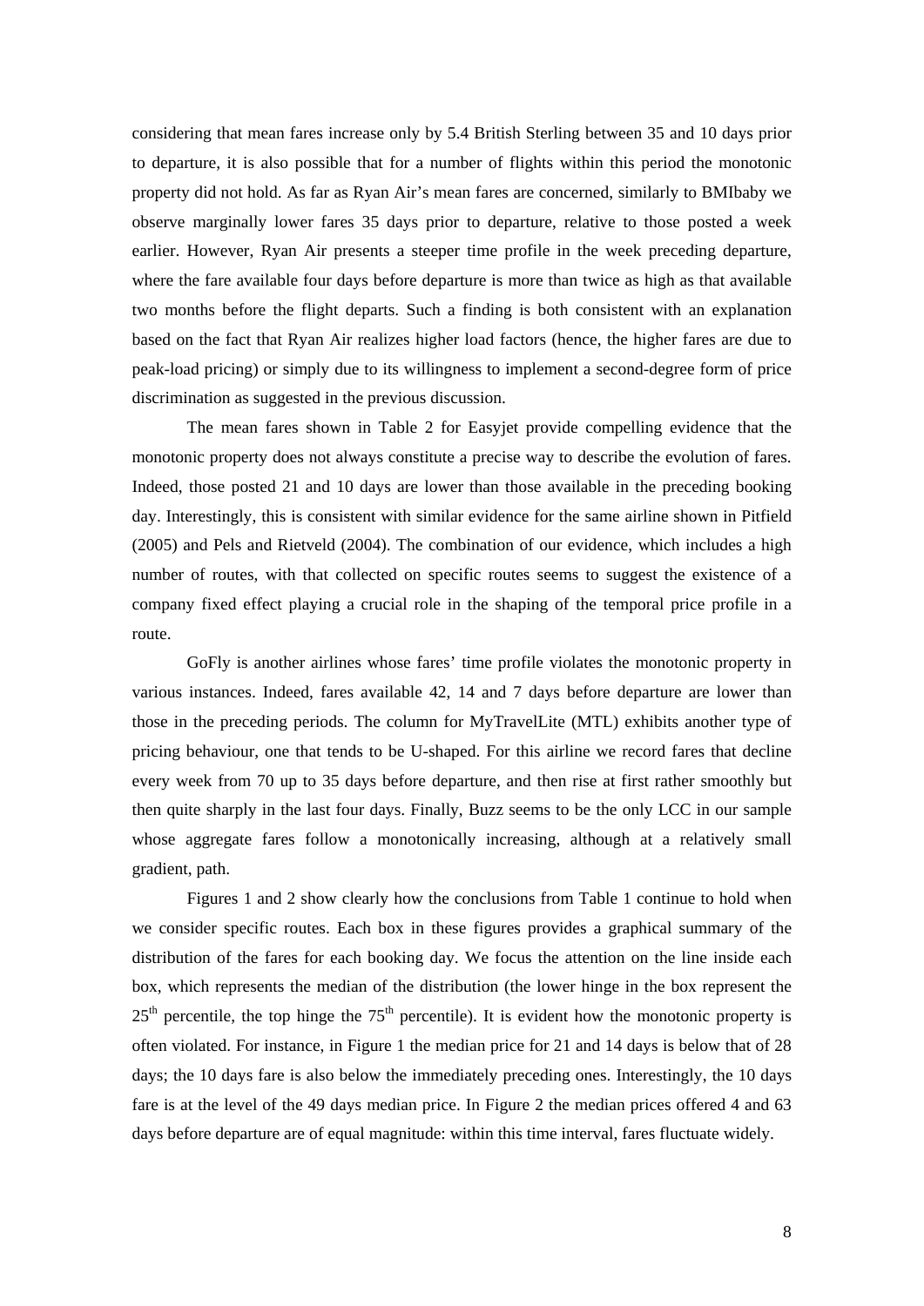considering that mean fares increase only by 5.4 British Sterling between 35 and 10 days prior to departure, it is also possible that for a number of flights within this period the monotonic property did not hold. As far as Ryan Air's mean fares are concerned, similarly to BMIbaby we observe marginally lower fares 35 days prior to departure, relative to those posted a week earlier. However, Ryan Air presents a steeper time profile in the week preceding departure, where the fare available four days before departure is more than twice as high as that available two months before the flight departs. Such a finding is both consistent with an explanation based on the fact that Ryan Air realizes higher load factors (hence, the higher fares are due to peak-load pricing) or simply due to its willingness to implement a second-degree form of price discrimination as suggested in the previous discussion.

The mean fares shown in Table 2 for Easyjet provide compelling evidence that the monotonic property does not always constitute a precise way to describe the evolution of fares. Indeed, those posted 21 and 10 days are lower than those available in the preceding booking day. Interestingly, this is consistent with similar evidence for the same airline shown in Pitfield (2005) and Pels and Rietveld (2004). The combination of our evidence, which includes a high number of routes, with that collected on specific routes seems to suggest the existence of a company fixed effect playing a crucial role in the shaping of the temporal price profile in a route.

GoFly is another airlines whose fares' time profile violates the monotonic property in various instances. Indeed, fares available 42, 14 and 7 days before departure are lower than those in the preceding periods. The column for MyTravelLite (MTL) exhibits another type of pricing behaviour, one that tends to be U-shaped. For this airline we record fares that decline every week from 70 up to 35 days before departure, and then rise at first rather smoothly but then quite sharply in the last four days. Finally, Buzz seems to be the only LCC in our sample whose aggregate fares follow a monotonically increasing, although at a relatively small gradient, path.

Figures 1 and 2 show clearly how the conclusions from Table 1 continue to hold when we consider specific routes. Each box in these figures provides a graphical summary of the distribution of the fares for each booking day. We focus the attention on the line inside each box, which represents the median of the distribution (the lower hinge in the box represent the $25^{th}$ percentile, the top hinge the $75^{th}$ percentile). It is evident how the monotonic property is often violated. For instance, in Figure 1 the median price for 21 and 14 days is below that of 28 days; the 10 days fare is also below the immediately preceding ones. Interestingly, the 10 days fare is at the level of the 49 days median price. In Figure 2 the median prices offered 4 and 63 days before departure are of equal magnitude: within this time interval, fares fluctuate widely.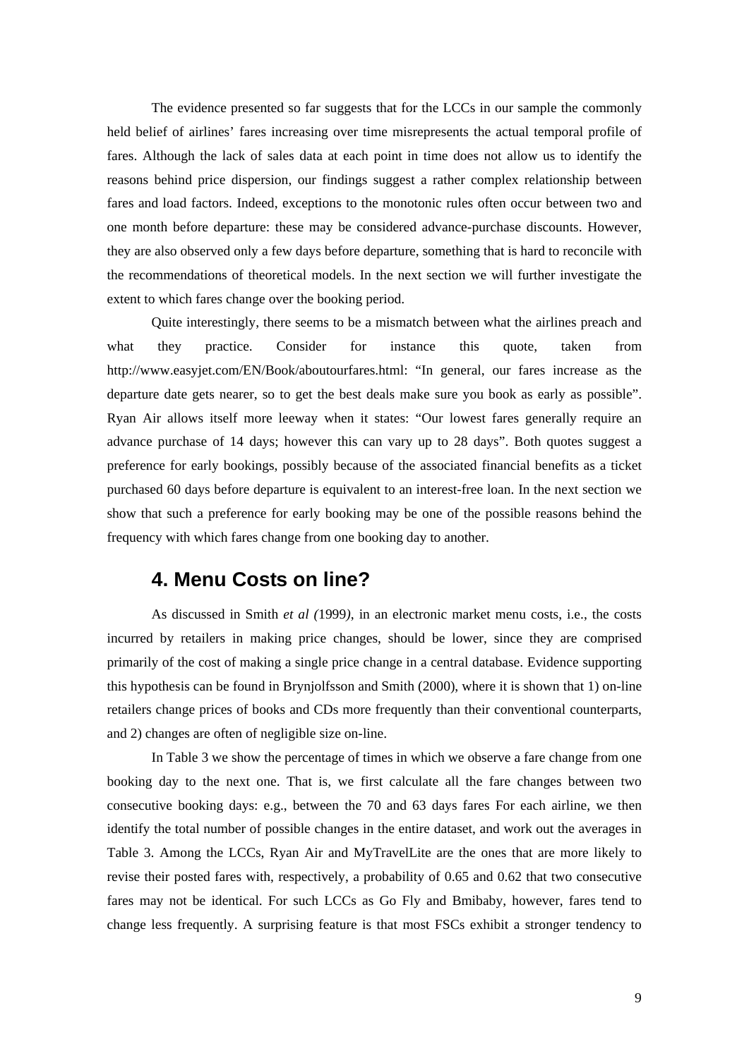The evidence presented so far suggests that for the LCCs in our sample the commonly held belief of airlines' fares increasing over time misrepresents the actual temporal profile of fares. Although the lack of sales data at each point in time does not allow us to identify the reasons behind price dispersion, our findings suggest a rather complex relationship between fares and load factors. Indeed, exceptions to the monotonic rules often occur between two and one month before departure: these may be considered advance-purchase discounts. However, they are also observed only a few days before departure, something that is hard to reconcile with the recommendations of theoretical models. In the next section we will further investigate the extent to which fares change over the booking period.

Quite interestingly, there seems to be a mismatch between what the airlines preach and what they practice. Consider for instance this quote, taken from http://www.easyjet.com/EN/Book/aboutourfares.html: "In general, our fares increase as the departure date gets nearer, so to get the best deals make sure you book as early as possible". Ryan Air allows itself more leeway when it states: "Our lowest fares generally require an advance purchase of 14 days; however this can vary up to 28 days". Both quotes suggest a preference for early bookings, possibly because of the associated financial benefits as a ticket purchased 60 days before departure is equivalent to an interest-free loan. In the next section we show that such a preference for early booking may be one of the possible reasons behind the frequency with which fares change from one booking day to another.

## 4. Menu Costs on line?

As discussed in Smith *et al (*1999*)*, in an electronic market menu costs, i.e., the costs incurred by retailers in making price changes, should be lower, since they are comprised primarily of the cost of making a single price change in a central database. Evidence supporting this hypothesis can be found in Brynjolfsson and Smith (2000), where it is shown that 1) on-line retailers change prices of books and CDs more frequently than their conventional counterparts, and 2) changes are often of negligible size on-line.

In Table 3 we show the percentage of times in which we observe a fare change from one booking day to the next one. That is, we first calculate all the fare changes between two consecutive booking days: e.g., between the 70 and 63 days fares For each airline, we then identify the total number of possible changes in the entire dataset, and work out the averages in Table 3. Among the LCCs, Ryan Air and MyTravelLite are the ones that are more likely to revise their posted fares with, respectively, a probability of 0.65 and 0.62 that two consecutive fares may not be identical. For such LCCs as Go Fly and Bmibaby, however, fares tend to change less frequently. A surprising feature is that most FSCs exhibit a stronger tendency to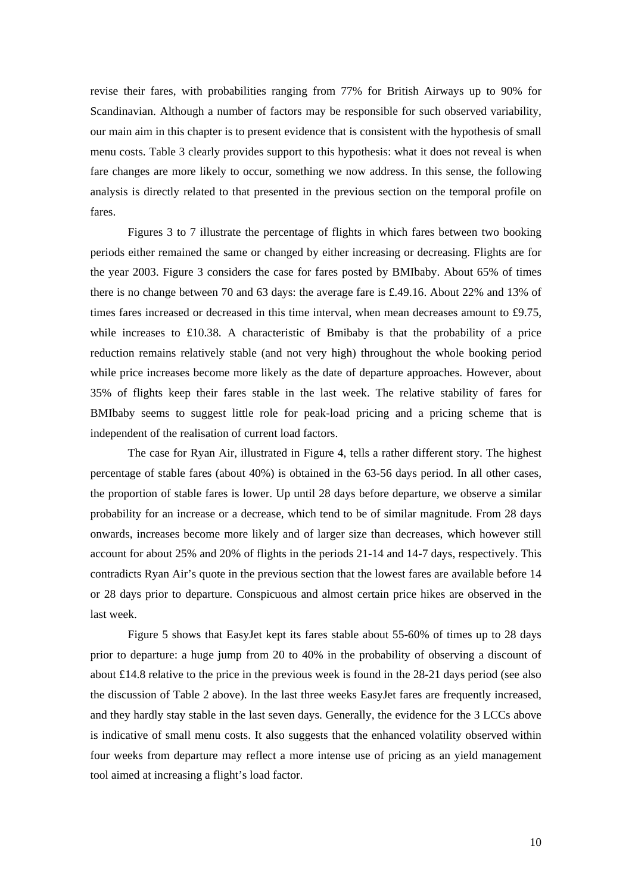revise their fares, with probabilities ranging from 77% for British Airways up to 90% for Scandinavian. Although a number of factors may be responsible for such observed variability, our main aim in this chapter is to present evidence that is consistent with the hypothesis of small menu costs. Table 3 clearly provides support to this hypothesis: what it does not reveal is when fare changes are more likely to occur, something we now address. In this sense, the following analysis is directly related to that presented in the previous section on the temporal profile on fares.

Figures 3 to 7 illustrate the percentage of flights in which fares between two booking periods either remained the same or changed by either increasing or decreasing. Flights are for the year 2003. Figure 3 considers the case for fares posted by BMIbaby. About 65% of times there is no change between 70 and 63 days: the average fare is £.49.16. About 22% and 13% of times fares increased or decreased in this time interval, when mean decreases amount to £9.75, while increases to £10.38. A characteristic of Bmibaby is that the probability of a price reduction remains relatively stable (and not very high) throughout the whole booking period while price increases become more likely as the date of departure approaches. However, about 35% of flights keep their fares stable in the last week. The relative stability of fares for BMIbaby seems to suggest little role for peak-load pricing and a pricing scheme that is independent of the realisation of current load factors.

The case for Ryan Air, illustrated in Figure 4, tells a rather different story. The highest percentage of stable fares (about 40%) is obtained in the 63-56 days period. In all other cases, the proportion of stable fares is lower. Up until 28 days before departure, we observe a similar probability for an increase or a decrease, which tend to be of similar magnitude. From 28 days onwards, increases become more likely and of larger size than decreases, which however still account for about 25% and 20% of flights in the periods 21-14 and 14-7 days, respectively. This contradicts Ryan Air's quote in the previous section that the lowest fares are available before 14 or 28 days prior to departure. Conspicuous and almost certain price hikes are observed in the last week.

Figure 5 shows that EasyJet kept its fares stable about 55-60% of times up to 28 days prior to departure: a huge jump from 20 to 40% in the probability of observing a discount of about £14.8 relative to the price in the previous week is found in the 28-21 days period (see also the discussion of Table 2 above). In the last three weeks EasyJet fares are frequently increased, and they hardly stay stable in the last seven days. Generally, the evidence for the 3 LCCs above is indicative of small menu costs. It also suggests that the enhanced volatility observed within four weeks from departure may reflect a more intense use of pricing as an yield management tool aimed at increasing a flight's load factor.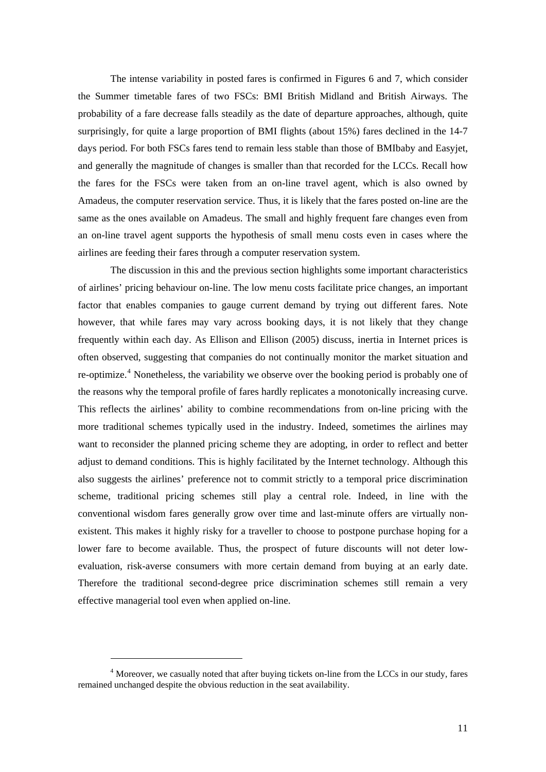The intense variability in posted fares is confirmed in Figures 6 and 7, which consider the Summer timetable fares of two FSCs: BMI British Midland and British Airways. The probability of a fare decrease falls steadily as the date of departure approaches, although, quite surprisingly, for quite a large proportion of BMI flights (about 15%) fares declined in the 14-7 days period. For both FSCs fares tend to remain less stable than those of BMIbaby and Easyjet, and generally the magnitude of changes is smaller than that recorded for the LCCs. Recall how the fares for the FSCs were taken from an on-line travel agent, which is also owned by Amadeus, the computer reservation service. Thus, it is likely that the fares posted on-line are the same as the ones available on Amadeus. The small and highly frequent fare changes even from an on-line travel agent supports the hypothesis of small menu costs even in cases where the airlines are feeding their fares through a computer reservation system.

The discussion in this and the previous section highlights some important characteristics of airlines' pricing behaviour on-line. The low menu costs facilitate price changes, an important factor that enables companies to gauge current demand by trying out different fares. Note however, that while fares may vary across booking days, it is not likely that they change frequently within each day. As Ellison and Ellison (2005) discuss, inertia in Internet prices is often observed, suggesting that companies do not continually monitor the market situation and re-optimize.[4] Nonetheless, the variability we observe over the booking period is probably one of the reasons why the temporal profile of fares hardly replicates a monotonically increasing curve. This reflects the airlines' ability to combine recommendations from on-line pricing with the more traditional schemes typically used in the industry. Indeed, sometimes the airlines may want to reconsider the planned pricing scheme they are adopting, in order to reflect and better adjust to demand conditions. This is highly facilitated by the Internet technology. Although this also suggests the airlines' preference not to commit strictly to a temporal price discrimination scheme, traditional pricing schemes still play a central role. Indeed, in line with the conventional wisdom fares generally grow over time and last-minute offers are virtually non-existent. This makes it highly risky for a traveller to choose to postpone purchase hoping for a lower fare to become available. Thus, the prospect of future discounts will not deter low-evaluation, risk-averse consumers with more certain demand from buying at an early date. Therefore the traditional second-degree price discrimination schemes still remain a very effective managerial tool even when applied on-line.

[4] Moreover, we casually noted that after buying tickets on-line from the LCCs in our study, fares remained unchanged despite the obvious reduction in the seat availability.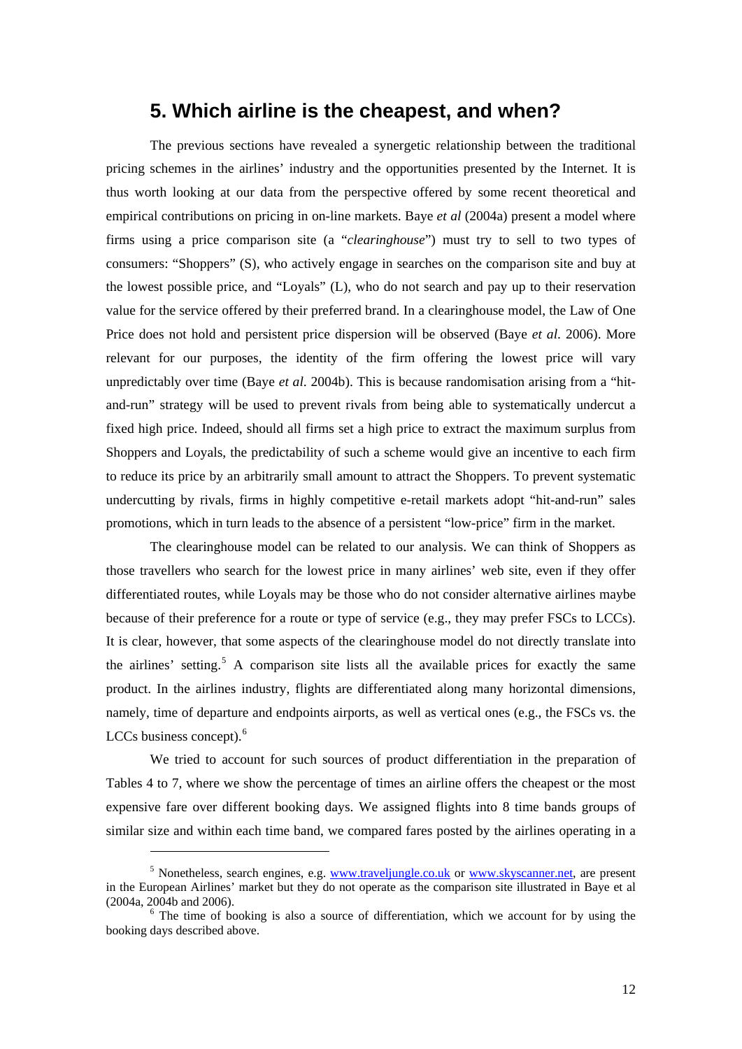## 5. Which airline is the cheapest, and when?

The previous sections have revealed a synergetic relationship between the traditional pricing schemes in the airlines' industry and the opportunities presented by the Internet. It is thus worth looking at our data from the perspective offered by some recent theoretical and empirical contributions on pricing in on-line markets. Baye *et al* (2004a) present a model where firms using a price comparison site (a "*clearinghouse*") must try to sell to two types of consumers: "Shoppers" (S), who actively engage in searches on the comparison site and buy at the lowest possible price, and "Loyals" (L), who do not search and pay up to their reservation value for the service offered by their preferred brand. In a clearinghouse model, the Law of One Price does not hold and persistent price dispersion will be observed (Baye *et al*. 2006). More relevant for our purposes, the identity of the firm offering the lowest price will vary unpredictably over time (Baye *et al*. 2004b). This is because randomisation arising from a "hit-and-run" strategy will be used to prevent rivals from being able to systematically undercut a fixed high price. Indeed, should all firms set a high price to extract the maximum surplus from Shoppers and Loyals, the predictability of such a scheme would give an incentive to each firm to reduce its price by an arbitrarily small amount to attract the Shoppers. To prevent systematic undercutting by rivals, firms in highly competitive e-retail markets adopt "hit-and-run" sales promotions, which in turn leads to the absence of a persistent "low-price" firm in the market.

The clearinghouse model can be related to our analysis. We can think of Shoppers as those travellers who search for the lowest price in many airlines' web site, even if they offer differentiated routes, while Loyals may be those who do not consider alternative airlines maybe because of their preference for a route or type of service (e.g., they may prefer FSCs to LCCs). It is clear, however, that some aspects of the clearinghouse model do not directly translate into the airlines' setting.[5] A comparison site lists all the available prices for exactly the same product. In the airlines industry, flights are differentiated along many horizontal dimensions, namely, time of departure and endpoints airports, as well as vertical ones (e.g., the FSCs vs. the LCCs business concept).[6]

We tried to account for such sources of product differentiation in the preparation of Tables 4 to 7, where we show the percentage of times an airline offers the cheapest or the most expensive fare over different booking days. We assigned flights into 8 time bands groups of similar size and within each time band, we compared fares posted by the airlines operating in a

---

[5] Nonetheless, search engines, e.g. www.traveljungle.co.uk or www.skyscanner.net, are present in the European Airlines' market but they do not operate as the comparison site illustrated in Baye et al (2004a, 2004b and 2006).

[6] The time of booking is also a source of differentiation, which we account for by using the booking days described above.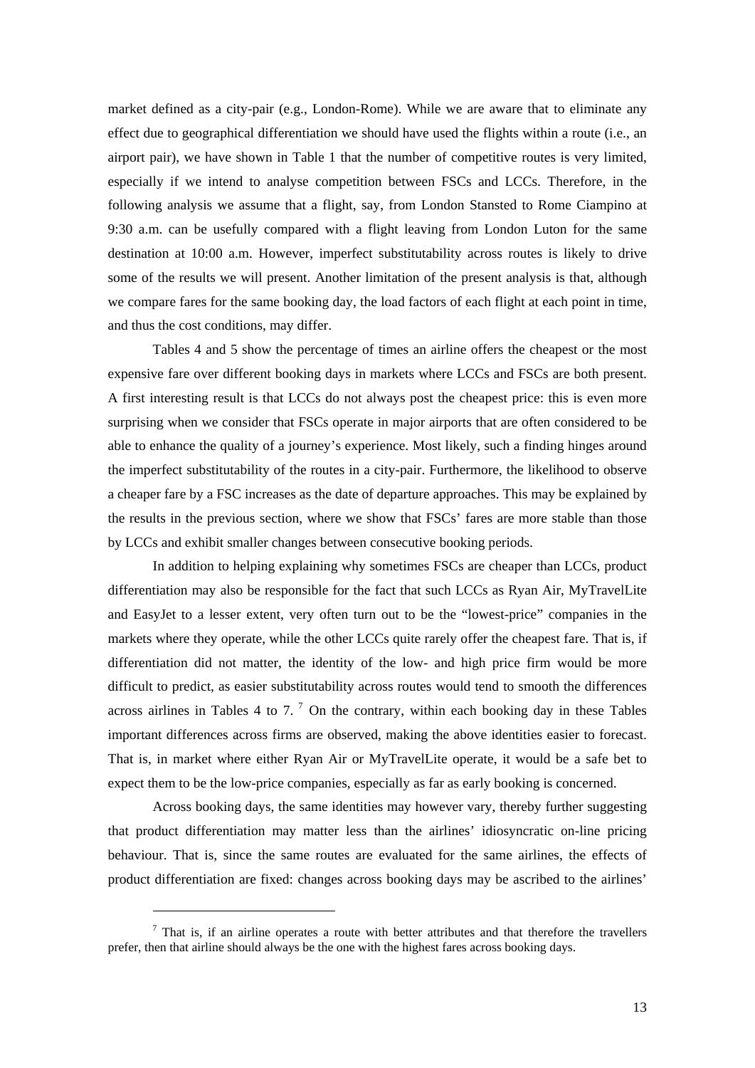market defined as a city-pair (e.g., London-Rome). While we are aware that to eliminate any effect due to geographical differentiation we should have used the flights within a route (i.e., an airport pair), we have shown in Table 1 that the number of competitive routes is very limited, especially if we intend to analyse competition between FSCs and LCCs. Therefore, in the following analysis we assume that a flight, say, from London Stansted to Rome Ciampino at 9:30 a.m. can be usefully compared with a flight leaving from London Luton for the same destination at 10:00 a.m. However, imperfect substitutability across routes is likely to drive some of the results we will present. Another limitation of the present analysis is that, although we compare fares for the same booking day, the load factors of each flight at each point in time, and thus the cost conditions, may differ.

Tables 4 and 5 show the percentage of times an airline offers the cheapest or the most expensive fare over different booking days in markets where LCCs and FSCs are both present. A first interesting result is that LCCs do not always post the cheapest price: this is even more surprising when we consider that FSCs operate in major airports that are often considered to be able to enhance the quality of a journey's experience. Most likely, such a finding hinges around the imperfect substitutability of the routes in a city-pair. Furthermore, the likelihood to observe a cheaper fare by a FSC increases as the date of departure approaches. This may be explained by the results in the previous section, where we show that FSCs' fares are more stable than those by LCCs and exhibit smaller changes between consecutive booking periods.

In addition to helping explaining why sometimes FSCs are cheaper than LCCs, product differentiation may also be responsible for the fact that such LCCs as Ryan Air, MyTravelLite and EasyJet to a lesser extent, very often turn out to be the "lowest-price" companies in the markets where they operate, while the other LCCs quite rarely offer the cheapest fare. That is, if differentiation did not matter, the identity of the low- and high price firm would be more difficult to predict, as easier substitutability across routes would tend to smooth the differences across airlines in Tables 4 to 7. [7] On the contrary, within each booking day in these Tables important differences across firms are observed, making the above identities easier to forecast. That is, in market where either Ryan Air or MyTravelLite operate, it would be a safe bet to expect them to be the low-price companies, especially as far as early booking is concerned.

Across booking days, the same identities may however vary, thereby further suggesting that product differentiation may matter less than the airlines' idiosyncratic on-line pricing behaviour. That is, since the same routes are evaluated for the same airlines, the effects of product differentiation are fixed: changes across booking days may be ascribed to the airlines'

[7] That is, if an airline operates a route with better attributes and that therefore the travellers prefer, then that airline should always be the one with the highest fares across booking days.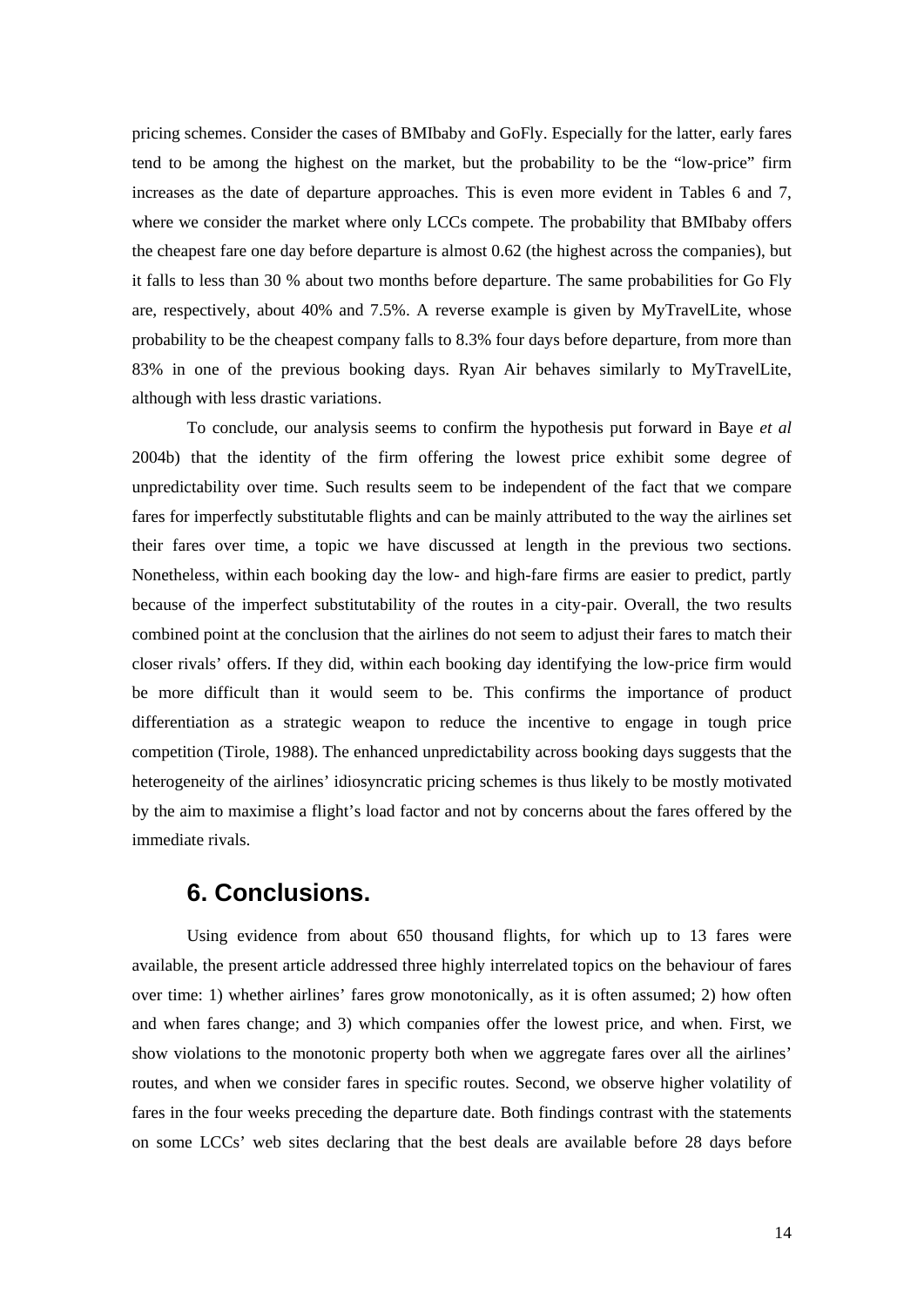pricing schemes. Consider the cases of BMIbaby and GoFly. Especially for the latter, early fares tend to be among the highest on the market, but the probability to be the "low-price" firm increases as the date of departure approaches. This is even more evident in Tables 6 and 7, where we consider the market where only LCCs compete. The probability that BMIbaby offers the cheapest fare one day before departure is almost 0.62 (the highest across the companies), but it falls to less than 30 % about two months before departure. The same probabilities for Go Fly are, respectively, about 40% and 7.5%. A reverse example is given by MyTravelLite, whose probability to be the cheapest company falls to 8.3% four days before departure, from more than 83% in one of the previous booking days. Ryan Air behaves similarly to MyTravelLite, although with less drastic variations.

To conclude, our analysis seems to confirm the hypothesis put forward in Baye *et al* 2004b) that the identity of the firm offering the lowest price exhibit some degree of unpredictability over time. Such results seem to be independent of the fact that we compare fares for imperfectly substitutable flights and can be mainly attributed to the way the airlines set their fares over time, a topic we have discussed at length in the previous two sections. Nonetheless, within each booking day the low- and high-fare firms are easier to predict, partly because of the imperfect substitutability of the routes in a city-pair. Overall, the two results combined point at the conclusion that the airlines do not seem to adjust their fares to match their closer rivals' offers. If they did, within each booking day identifying the low-price firm would be more difficult than it would seem to be. This confirms the importance of product differentiation as a strategic weapon to reduce the incentive to engage in tough price competition (Tirole, 1988). The enhanced unpredictability across booking days suggests that the heterogeneity of the airlines' idiosyncratic pricing schemes is thus likely to be mostly motivated by the aim to maximise a flight's load factor and not by concerns about the fares offered by the immediate rivals.

## 6. Conclusions.

Using evidence from about 650 thousand flights, for which up to 13 fares were available, the present article addressed three highly interrelated topics on the behaviour of fares over time: 1) whether airlines' fares grow monotonically, as it is often assumed; 2) how often and when fares change; and 3) which companies offer the lowest price, and when. First, we show violations to the monotonic property both when we aggregate fares over all the airlines' routes, and when we consider fares in specific routes. Second, we observe higher volatility of fares in the four weeks preceding the departure date. Both findings contrast with the statements on some LCCs' web sites declaring that the best deals are available before 28 days before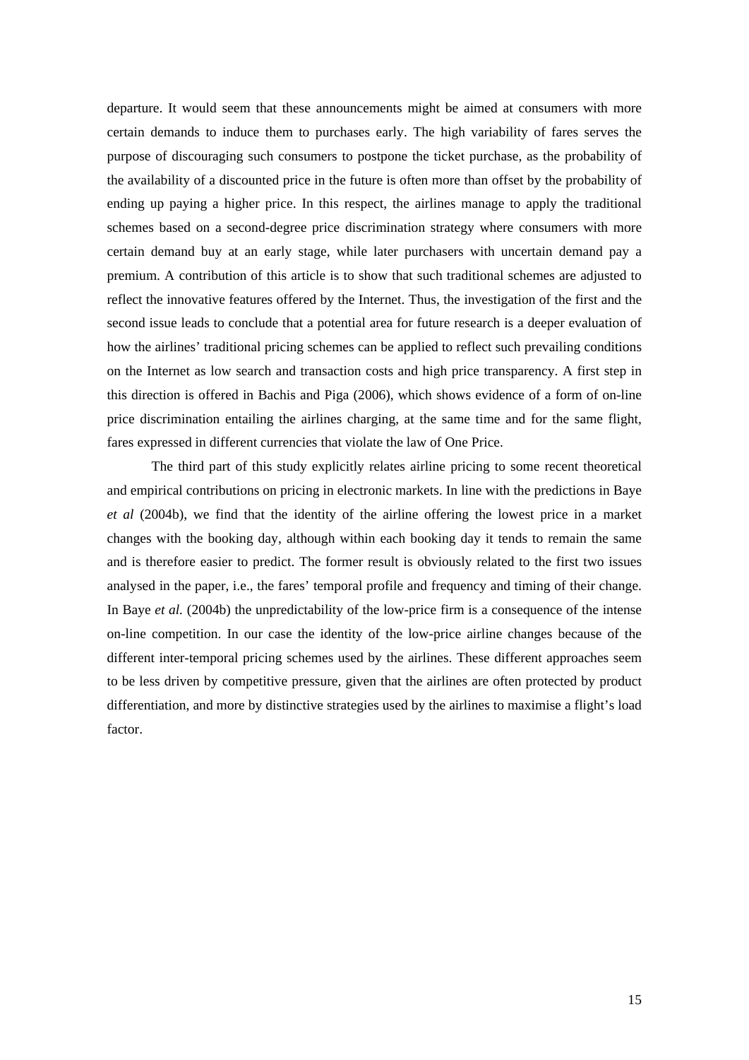departure. It would seem that these announcements might be aimed at consumers with more certain demands to induce them to purchases early. The high variability of fares serves the purpose of discouraging such consumers to postpone the ticket purchase, as the probability of the availability of a discounted price in the future is often more than offset by the probability of ending up paying a higher price. In this respect, the airlines manage to apply the traditional schemes based on a second-degree price discrimination strategy where consumers with more certain demand buy at an early stage, while later purchasers with uncertain demand pay a premium. A contribution of this article is to show that such traditional schemes are adjusted to reflect the innovative features offered by the Internet. Thus, the investigation of the first and the second issue leads to conclude that a potential area for future research is a deeper evaluation of how the airlines' traditional pricing schemes can be applied to reflect such prevailing conditions on the Internet as low search and transaction costs and high price transparency. A first step in this direction is offered in Bachis and Piga (2006), which shows evidence of a form of on-line price discrimination entailing the airlines charging, at the same time and for the same flight, fares expressed in different currencies that violate the law of One Price.

The third part of this study explicitly relates airline pricing to some recent theoretical and empirical contributions on pricing in electronic markets. In line with the predictions in Baye *et al* (2004b), we find that the identity of the airline offering the lowest price in a market changes with the booking day, although within each booking day it tends to remain the same and is therefore easier to predict. The former result is obviously related to the first two issues analysed in the paper, i.e., the fares' temporal profile and frequency and timing of their change. In Baye *et al.* (2004b) the unpredictability of the low-price firm is a consequence of the intense on-line competition. In our case the identity of the low-price airline changes because of the different inter-temporal pricing schemes used by the airlines. These different approaches seem to be less driven by competitive pressure, given that the airlines are often protected by product differentiation, and more by distinctive strategies used by the airlines to maximise a flight's load factor.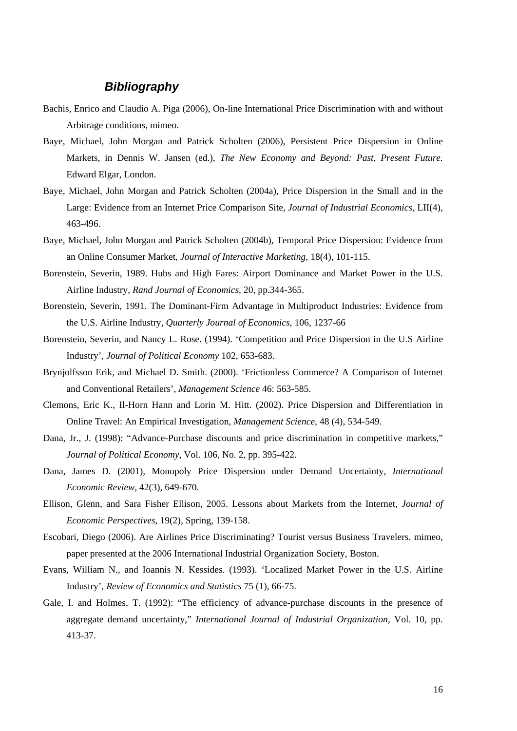## *Bibliography*

Bachis, Enrico and Claudio A. Piga (2006), On-line International Price Discrimination with and without Arbitrage conditions, mimeo.

Baye, Michael, John Morgan and Patrick Scholten (2006), Persistent Price Dispersion in Online Markets, in Dennis W. Jansen (ed.), *The New Economy and Beyond: Past, Present Future.* Edward Elgar, London.

Baye, Michael, John Morgan and Patrick Scholten (2004a), Price Dispersion in the Small and in the Large: Evidence from an Internet Price Comparison Site, *Journal of Industrial Economics*, LII(4), 463-496.

Baye, Michael, John Morgan and Patrick Scholten (2004b), Temporal Price Dispersion: Evidence from an Online Consumer Market, *Journal of Interactive Marketing*, 18(4), 101-115.

Borenstein, Severin, 1989. Hubs and High Fares: Airport Dominance and Market Power in the U.S. Airline Industry, *Rand Journal of Economics*, 20, pp.344-365.

Borenstein, Severin, 1991. The Dominant-Firm Advantage in Multiproduct Industries: Evidence from the U.S. Airline Industry, *Quarterly Journal of Economics*, 106, 1237-66

Borenstein, Severin, and Nancy L. Rose. (1994). 'Competition and Price Dispersion in the U.S Airline Industry', *Journal of Political Economy* 102, 653-683.

Brynjolfsson Erik, and Michael D. Smith. (2000). 'Frictionless Commerce? A Comparison of Internet and Conventional Retailers', *Management Science* 46: 563-585.

Clemons, Eric K., Il-Horn Hann and Lorin M. Hitt. (2002). Price Dispersion and Differentiation in Online Travel: An Empirical Investigation, *Management Science*, 48 (4), 534-549.

Dana, Jr., J. (1998): "Advance-Purchase discounts and price discrimination in competitive markets," *Journal of Political Economy*, Vol. 106, No. 2, pp. 395-422.

Dana, James D. (2001), Monopoly Price Dispersion under Demand Uncertainty, *International Economic Review*, 42(3), 649-670.

Ellison, Glenn, and Sara Fisher Ellison, 2005. Lessons about Markets from the Internet, *Journal of Economic Perspectives*, 19(2), Spring, 139-158.

Escobari, Diego (2006). Are Airlines Price Discriminating? Tourist versus Business Travelers. mimeo, paper presented at the 2006 International Industrial Organization Society, Boston.

Evans, William N., and Ioannis N. Kessides. (1993). 'Localized Market Power in the U.S. Airline Industry', *Review of Economics and Statistics* 75 (1), 66-75.

Gale, I. and Holmes, T. (1992): "The efficiency of advance-purchase discounts in the presence of aggregate demand uncertainty," *International Journal of Industrial Organization*, Vol. 10, pp. 413-37.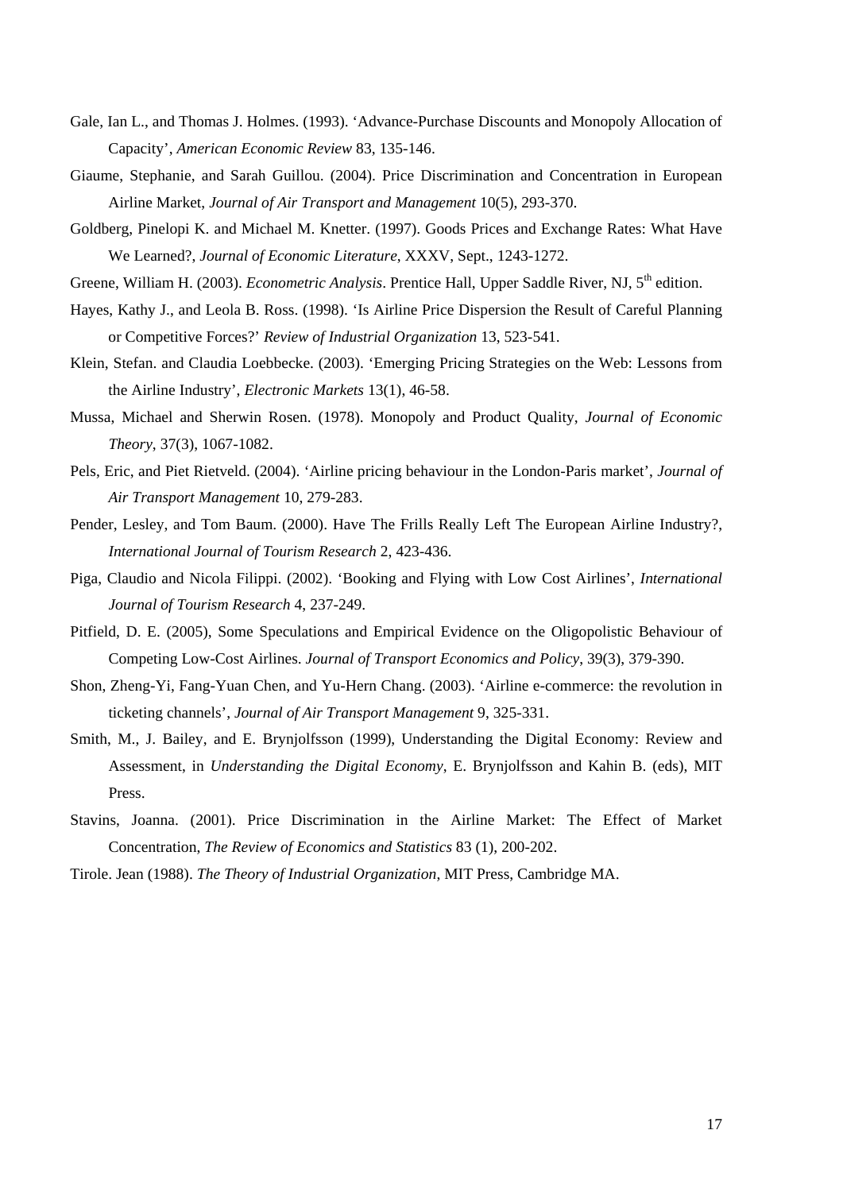Gale, Ian L., and Thomas J. Holmes. (1993). 'Advance-Purchase Discounts and Monopoly Allocation of Capacity', *American Economic Review* 83, 135-146.

Giaume, Stephanie, and Sarah Guillou. (2004). Price Discrimination and Concentration in European Airline Market, *Journal of Air Transport and Management* 10(5), 293-370.

Goldberg, Pinelopi K. and Michael M. Knetter. (1997). Goods Prices and Exchange Rates: What Have We Learned?, *Journal of Economic Literature*, XXXV, Sept., 1243-1272.

Greene, William H. (2003). *Econometric Analysis*. Prentice Hall, Upper Saddle River, NJ, 5th edition.

Hayes, Kathy J., and Leola B. Ross. (1998). 'Is Airline Price Dispersion the Result of Careful Planning or Competitive Forces?' *Review of Industrial Organization* 13, 523-541.

Klein, Stefan. and Claudia Loebbecke. (2003). 'Emerging Pricing Strategies on the Web: Lessons from the Airline Industry', *Electronic Markets* 13(1), 46-58.

Mussa, Michael and Sherwin Rosen. (1978). Monopoly and Product Quality, *Journal of Economic Theory*, 37(3), 1067-1082.

Pels, Eric, and Piet Rietveld. (2004). 'Airline pricing behaviour in the London-Paris market', *Journal of Air Transport Management* 10, 279-283.

Pender, Lesley, and Tom Baum. (2000). Have The Frills Really Left The European Airline Industry?, *International Journal of Tourism Research* 2, 423-436.

Piga, Claudio and Nicola Filippi. (2002). 'Booking and Flying with Low Cost Airlines', *International Journal of Tourism Research* 4, 237-249.

Pitfield, D. E. (2005), Some Speculations and Empirical Evidence on the Oligopolistic Behaviour of Competing Low-Cost Airlines. *Journal of Transport Economics and Policy*, 39(3), 379-390.

Shon, Zheng-Yi, Fang-Yuan Chen, and Yu-Hern Chang. (2003). 'Airline e-commerce: the revolution in ticketing channels', *Journal of Air Transport Management* 9, 325-331.

Smith, M., J. Bailey, and E. Brynjolfsson (1999), Understanding the Digital Economy: Review and Assessment, in *Understanding the Digital Economy*, E. Brynjolfsson and Kahin B. (eds), MIT Press.

Stavins, Joanna. (2001). Price Discrimination in the Airline Market: The Effect of Market Concentration, *The Review of Economics and Statistics* 83 (1), 200-202.

Tirole. Jean (1988). *The Theory of Industrial Organization*, MIT Press, Cambridge MA.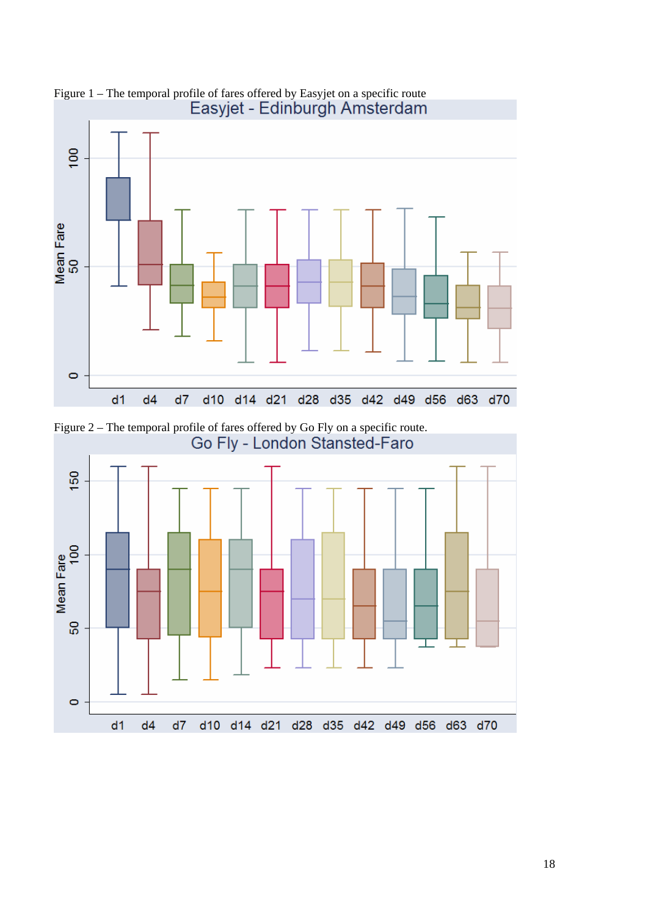Figure 1 – The temporal profile of fares offered by Easyjet on a specific route

Figure 2 – The temporal profile of fares offered by Go Fly on a specific route.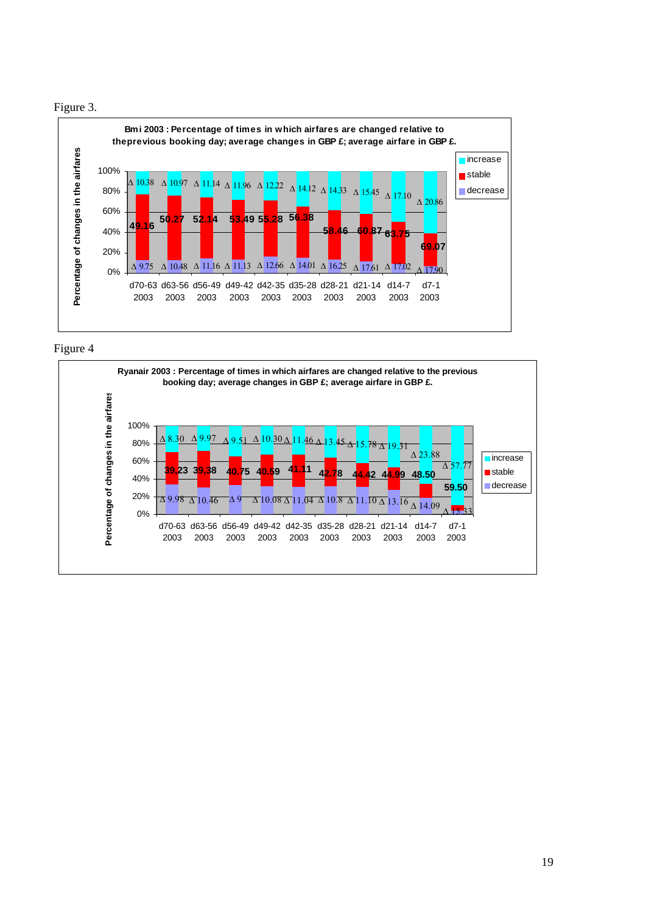Figure 3.

**Bmi 2003 : Percentage of times in which airfares are changed relative to theprevious booking day; average changes in GBP £; average airfare in GBP £.**

Percentage of changes in the airfares (0%–100%); legend: increase, stable, decrease

| | d70-63 2003 | d63-56 2003 | d56-49 2003 | d49-42 2003 | d42-35 2003 | d35-28 2003 | d28-21 2003 | d21-14 2003 | d14-7 2003 | d7-1 2003 |
|---|---|---|---|---|---|---|---|---|---|---|
| increase (Δ) | Δ 10.38 | Δ 10.97 | Δ 11.14 | Δ 11.96 | Δ 12.22 | Δ 14.12 | Δ 14.33 | Δ 15.45 | Δ 17.10 | Δ 20.86 |
| average airfare | 49.16 | 50.27 | 52.14 | 53.49 | 55.28 | 56.38 | 58.46 | 60.87 | 63.75 | 69.07 |
| decrease (Δ) | Δ 9.75 | Δ 10.48 | Δ 11.16 | Δ 11.13 | Δ 12.66 | Δ 14.01 | Δ 16.25 | Δ 17.61 | Δ 17.02 | Δ 17.90 |

Figure 4

**Ryanair 2003 : Percentage of times in which airfares are changed relative to the previous booking day; average changes in GBP £; average airfare in GBP £.**

Percentage of changes in the airfares (0%–100%); legend: increase, stable, decrease

| | d70-63 2003 | d63-56 2003 | d56-49 2003 | d49-42 2003 | d42-35 2003 | d35-28 2003 | d28-21 2003 | d21-14 2003 | d14-7 2003 | d7-1 2003 |
|---|---|---|---|---|---|---|---|---|---|---|
| increase (Δ) | Δ 8.30 | Δ 9.97 | Δ 9.51 | Δ 10.30 | Δ 11.46 | Δ 13.45 | Δ 15.78 | Δ 19.31 | Δ 23.88 | Δ 57.77 |
| average airfare | 39,23 | 39,38 | 40.75 | 40.59 | 41.11 | 42.78 | 44.42 | 44.99 | 48.50 | 59.50 |
| decrease (Δ) | Δ 9.98 | Δ 10.46 | Δ 9 | Δ 10.08 | Δ 11.04 | Δ 10.8 | Δ 11.10 | Δ 13.16 | Δ 14.09 | Δ 15.33 |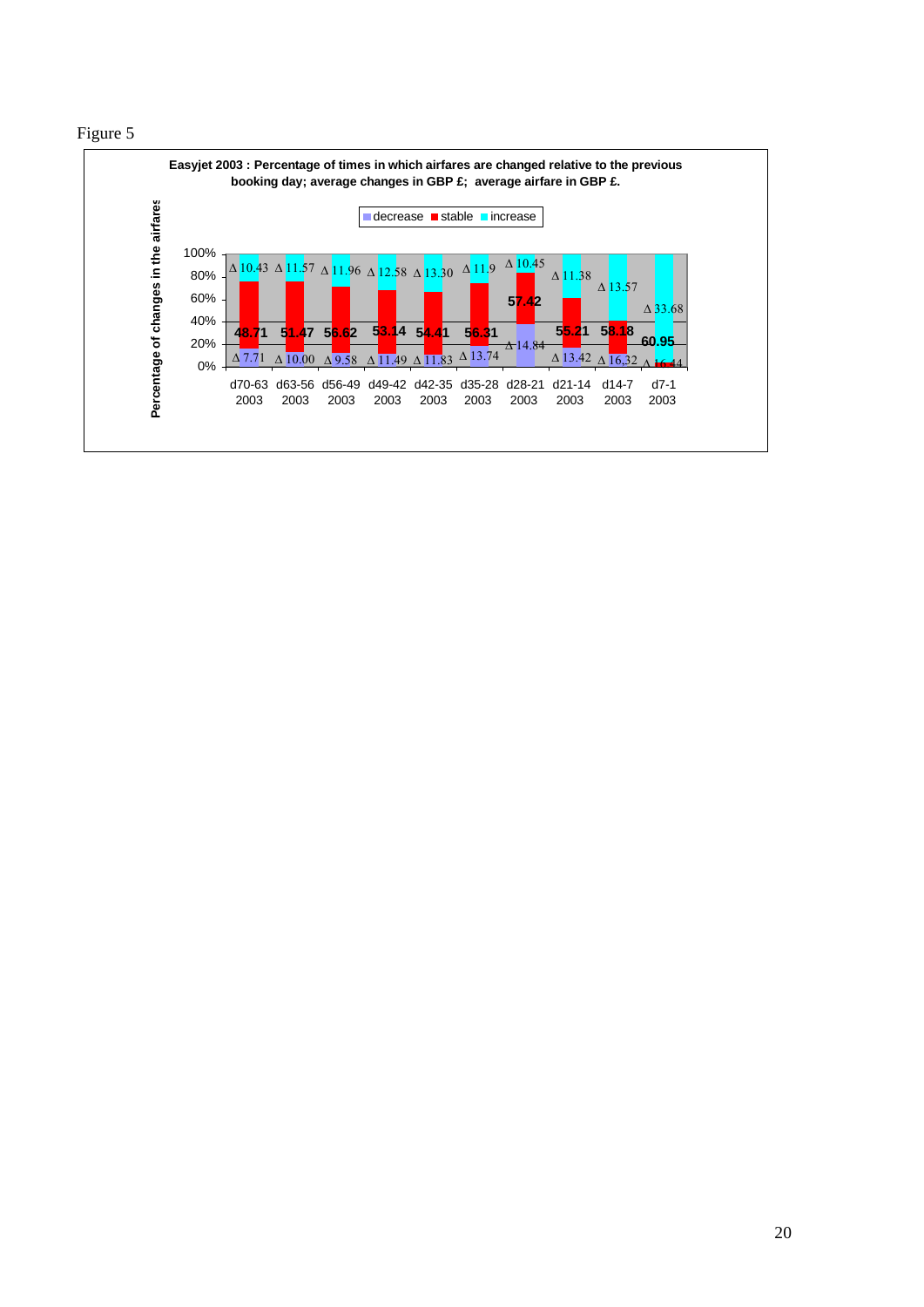Figure 5

**Easyjet 2003 : Percentage of times in which airfares are changed relative to the previous booking day; average changes in GBP £; average airfare in GBP £.**

Legend: decrease, stable, increase

Y-axis: Percentage of changes in the airfares (0%–100%)

| Booking period | Δ increase | Average airfare | Δ decrease |
|---|---|---|---|
| d70-63 2003 | Δ 10.43 | 48.71 | Δ 7.71 |
| d63-56 2003 | Δ 11.57 | 51.47 | Δ 10.00 |
| d56-49 2003 | Δ 11.96 | 56.62 | Δ 9.58 |
| d49-42 2003 | Δ 12.58 | 53.14 | Δ 11.49 |
| d42-35 2003 | Δ 13.30 | 54.41 | Δ 11.83 |
| d35-28 2003 | Δ 11.9 | 56.31 | Δ 13.74 |
| d28-21 2003 | Δ 10.45 | 57.42 | Δ 14.84 |
| d21-14 2003 | Δ 11.38 | 55.21 | Δ 13.42 |
| d14-7 2003 | Δ 13.57 | 58.18 | Δ 16.32 |
| d7-1 2003 | Δ 33.68 | 60.95 | Δ 16.44 |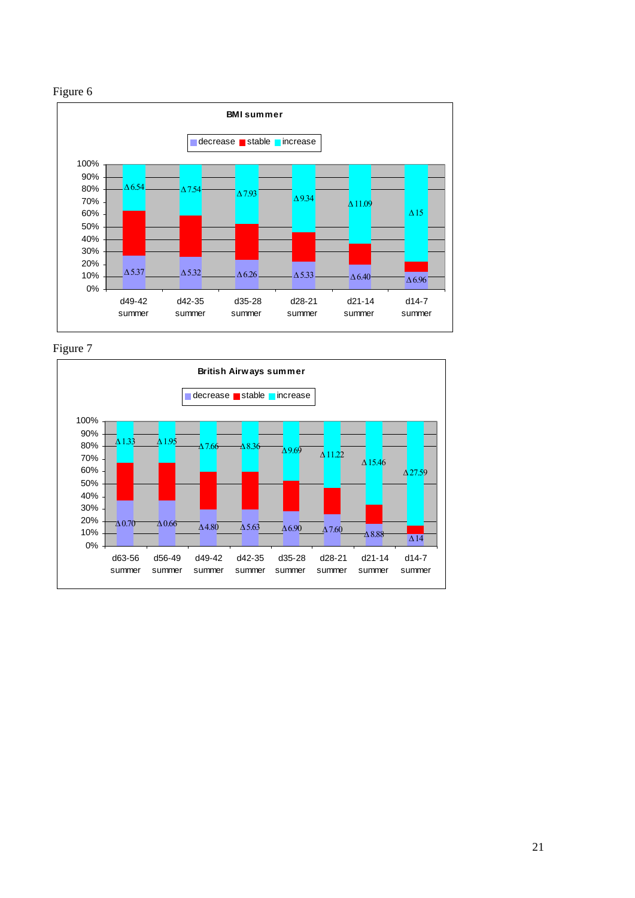Figure 6

**BMI summer**

decrease | stable | increase

| | d49-42 summer | d42-35 summer | d35-28 summer | d28-21 summer | d21-14 summer | d14-7 summer |
|---|---|---|---|---|---|---|
| increase | Δ6.54 | Δ7.54 | Δ7.93 | Δ9.34 | Δ11.09 | Δ15 |
| decrease | Δ5.37 | Δ5.32 | Δ6.26 | Δ5.33 | Δ6.40 | Δ6.96 |

Figure 7

**British Airways summer**

decrease | stable | increase

| | d63-56 summer | d56-49 summer | d49-42 summer | d42-35 summer | d35-28 summer | d28-21 summer | d21-14 summer | d14-7 summer |
|---|---|---|---|---|---|---|---|---|
| increase | Δ1.33 | Δ1.95 | Δ7.66 | Δ8.36 | Δ9.69 | Δ11.22 | Δ15.46 | Δ27.59 |
| decrease | Δ0.70 | Δ0.66 | Δ4.80 | Δ5.63 | Δ6.90 | Δ7.60 | Δ8.88 | Δ14 |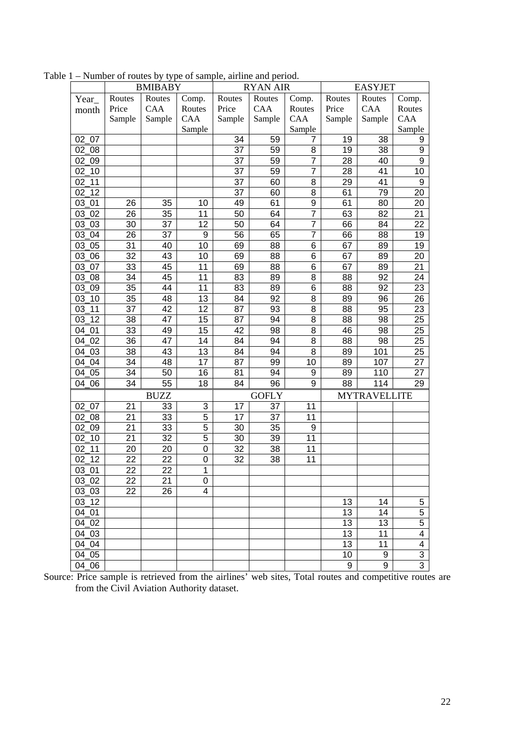Table 1 – Number of routes by type of sample, airline and period.

| | BMIBABY | | | RYAN AIR | | | EASYJET | | |
|---|---|---|---|---|---|---|---|---|---|
| Year_ month | Routes Price Sample | Routes CAA Sample | Comp. Routes CAA Sample | Routes Price Sample | Routes CAA Sample | Comp. Routes CAA Sample | Routes Price Sample | Routes CAA Sample | Comp. Routes CAA Sample |
| 02_07 | | | | 34 | 59 | 7 | 19 | 38 | 9 |
| 02_08 | | | | 37 | 59 | 8 | 19 | 38 | 9 |
| 02_09 | | | | 37 | 59 | 7 | 28 | 40 | 9 |
| 02_10 | | | | 37 | 59 | 7 | 28 | 41 | 10 |
| 02_11 | | | | 37 | 60 | 8 | 29 | 41 | 9 |
| 02_12 | | | | 37 | 60 | 8 | 61 | 79 | 20 |
| 03_01 | 26 | 35 | 10 | 49 | 61 | 9 | 61 | 80 | 20 |
| 03_02 | 26 | 35 | 11 | 50 | 64 | 7 | 63 | 82 | 21 |
| 03_03 | 30 | 37 | 12 | 50 | 64 | 7 | 66 | 84 | 22 |
| 03_04 | 26 | 37 | 9 | 56 | 65 | 7 | 66 | 88 | 19 |
| 03_05 | 31 | 40 | 10 | 69 | 88 | 6 | 67 | 89 | 19 |
| 03_06 | 32 | 43 | 10 | 69 | 88 | 6 | 67 | 89 | 20 |
| 03_07 | 33 | 45 | 11 | 69 | 88 | 6 | 67 | 89 | 21 |
| 03_08 | 34 | 45 | 11 | 83 | 89 | 8 | 88 | 92 | 24 |
| 03_09 | 35 | 44 | 11 | 83 | 89 | 6 | 88 | 92 | 23 |
| 03_10 | 35 | 48 | 13 | 84 | 92 | 8 | 89 | 96 | 26 |
| 03_11 | 37 | 42 | 12 | 87 | 93 | 8 | 88 | 95 | 23 |
| 03_12 | 38 | 47 | 15 | 87 | 94 | 8 | 88 | 98 | 25 |
| 04_01 | 33 | 49 | 15 | 42 | 98 | 8 | 46 | 98 | 25 |
| 04_02 | 36 | 47 | 14 | 84 | 94 | 8 | 88 | 98 | 25 |
| 04_03 | 38 | 43 | 13 | 84 | 94 | 8 | 89 | 101 | 25 |
| 04_04 | 34 | 48 | 17 | 87 | 99 | 10 | 89 | 107 | 27 |
| 04_05 | 34 | 50 | 16 | 81 | 94 | 9 | 89 | 110 | 27 |
| 04_06 | 34 | 55 | 18 | 84 | 96 | 9 | 88 | 114 | 29 |
| | BUZZ | | | GOFLY | | | MYTRAVELLITE | | |
| 02_07 | 21 | 33 | 3 | 17 | 37 | 11 | | | |
| 02_08 | 21 | 33 | 5 | 17 | 37 | 11 | | | |
| 02_09 | 21 | 33 | 5 | 30 | 35 | 9 | | | |
| 02_10 | 21 | 32 | 5 | 30 | 39 | 11 | | | |
| 02_11 | 20 | 20 | 0 | 32 | 38 | 11 | | | |
| 02_12 | 22 | 22 | 0 | 32 | 38 | 11 | | | |
| 03_01 | 22 | 22 | 1 | | | | | | |
| 03_02 | 22 | 21 | 0 | | | | | | |
| 03_03 | 22 | 26 | 4 | | | | | | |
| 03_12 | | | | | | | 13 | 14 | 5 |
| 04_01 | | | | | | | 13 | 14 | 5 |
| 04_02 | | | | | | | 13 | 13 | 5 |
| 04_03 | | | | | | | 13 | 11 | 4 |
| 04_04 | | | | | | | 13 | 11 | 4 |
| 04_05 | | | | | | | 10 | 9 | 3 |
| 04_06 | | | | | | | 9 | 9 | 3 |

Source: Price sample is retrieved from the airlines' web sites, Total routes and competitive routes are from the Civil Aviation Authority dataset.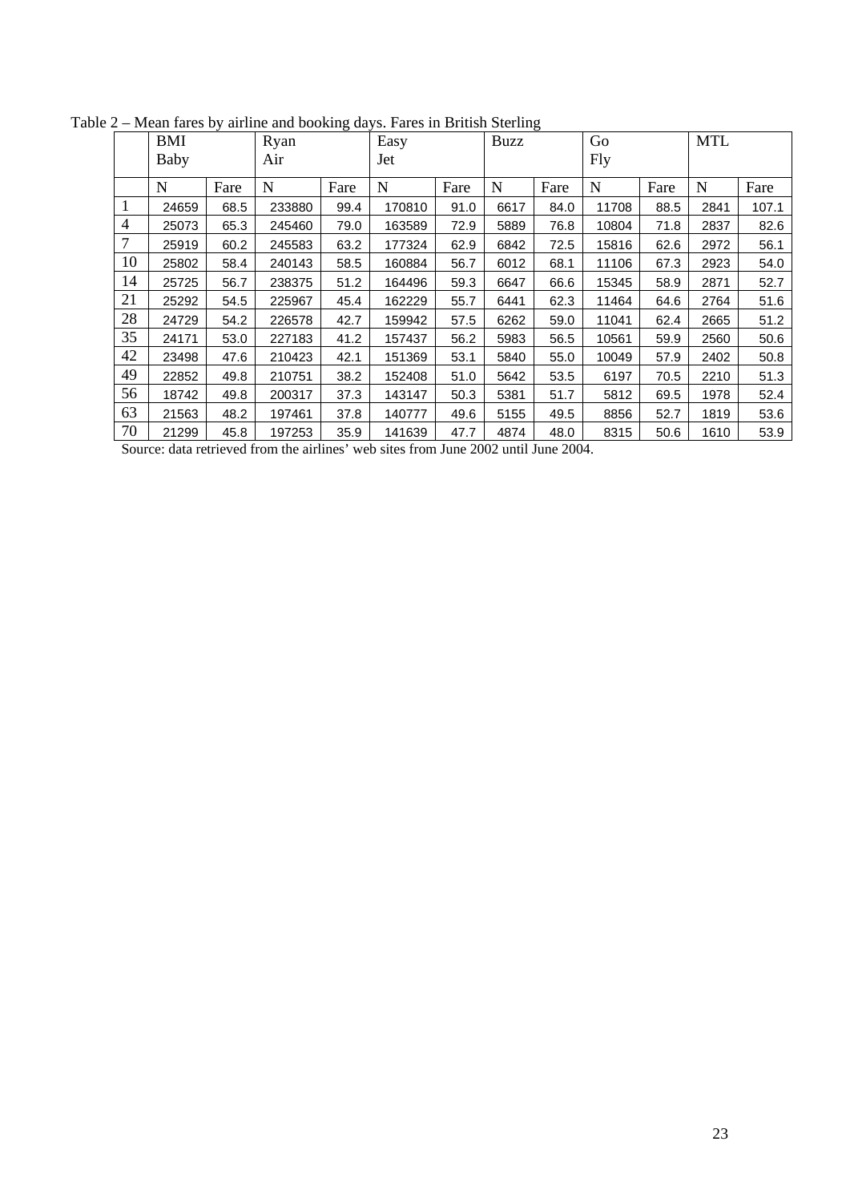Table 2 – Mean fares by airline and booking days. Fares in British Sterling

| | BMI Baby | | Ryan Air | | Easy Jet | | Buzz | | Go Fly | | MTL | |
|---|---|---|---|---|---|---|---|---|---|---|---|---|
| | N | Fare | N | Fare | N | Fare | N | Fare | N | Fare | N | Fare |
| 1 | 24659 | 68.5 | 233880 | 99.4 | 170810 | 91.0 | 6617 | 84.0 | 11708 | 88.5 | 2841 | 107.1 |
| 4 | 25073 | 65.3 | 245460 | 79.0 | 163589 | 72.9 | 5889 | 76.8 | 10804 | 71.8 | 2837 | 82.6 |
| 7 | 25919 | 60.2 | 245583 | 63.2 | 177324 | 62.9 | 6842 | 72.5 | 15816 | 62.6 | 2972 | 56.1 |
| 10 | 25802 | 58.4 | 240143 | 58.5 | 160884 | 56.7 | 6012 | 68.1 | 11106 | 67.3 | 2923 | 54.0 |
| 14 | 25725 | 56.7 | 238375 | 51.2 | 164496 | 59.3 | 6647 | 66.6 | 15345 | 58.9 | 2871 | 52.7 |
| 21 | 25292 | 54.5 | 225967 | 45.4 | 162229 | 55.7 | 6441 | 62.3 | 11464 | 64.6 | 2764 | 51.6 |
| 28 | 24729 | 54.2 | 226578 | 42.7 | 159942 | 57.5 | 6262 | 59.0 | 11041 | 62.4 | 2665 | 51.2 |
| 35 | 24171 | 53.0 | 227183 | 41.2 | 157437 | 56.2 | 5983 | 56.5 | 10561 | 59.9 | 2560 | 50.6 |
| 42 | 23498 | 47.6 | 210423 | 42.1 | 151369 | 53.1 | 5840 | 55.0 | 10049 | 57.9 | 2402 | 50.8 |
| 49 | 22852 | 49.8 | 210751 | 38.2 | 152408 | 51.0 | 5642 | 53.5 | 6197 | 70.5 | 2210 | 51.3 |
| 56 | 18742 | 49.8 | 200317 | 37.3 | 143147 | 50.3 | 5381 | 51.7 | 5812 | 69.5 | 1978 | 52.4 |
| 63 | 21563 | 48.2 | 197461 | 37.8 | 140777 | 49.6 | 5155 | 49.5 | 8856 | 52.7 | 1819 | 53.6 |
| 70 | 21299 | 45.8 | 197253 | 35.9 | 141639 | 47.7 | 4874 | 48.0 | 8315 | 50.6 | 1610 | 53.9 |

Source: data retrieved from the airlines' web sites from June 2002 until June 2004.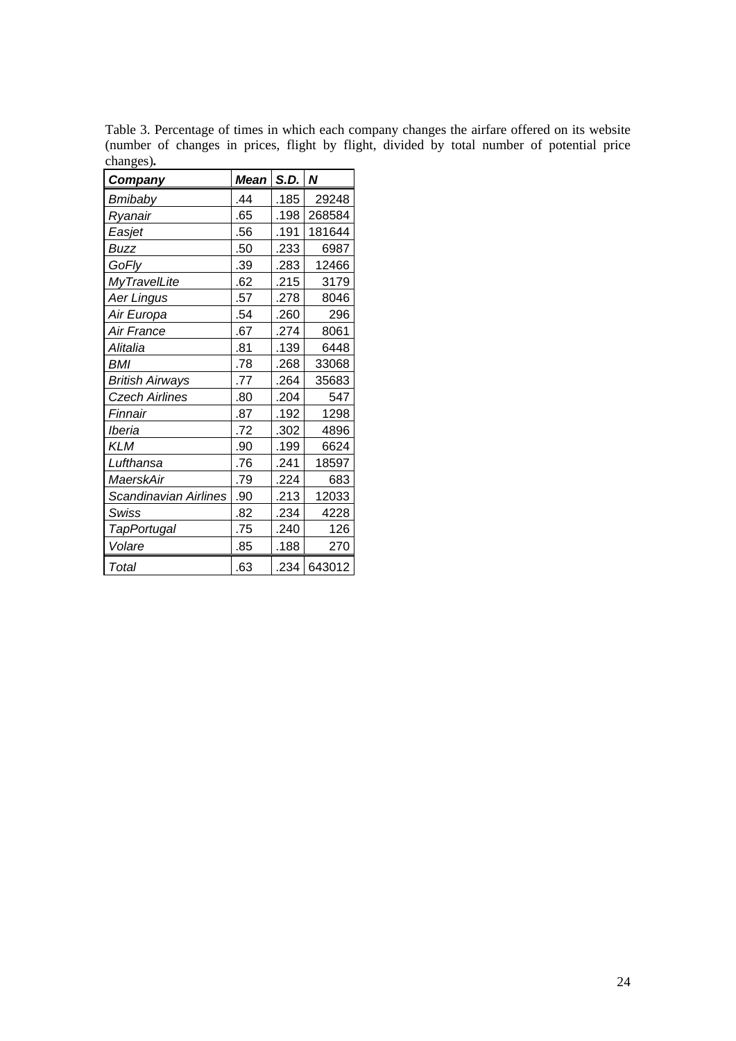Table 3. Percentage of times in which each company changes the airfare offered on its website (number of changes in prices, flight by flight, divided by total number of potential price changes).

| *Company* | *Mean* | *S.D.* | *N* |
|---|---|---|---|
| *Bmibaby* | .44 | .185 | 29248 |
| *Ryanair* | .65 | .198 | 268584 |
| *Easjet* | .56 | .191 | 181644 |
| *Buzz* | .50 | .233 | 6987 |
| *GoFly* | .39 | .283 | 12466 |
| *MyTravelLite* | .62 | .215 | 3179 |
| *Aer Lingus* | .57 | .278 | 8046 |
| *Air Europa* | .54 | .260 | 296 |
| *Air France* | .67 | .274 | 8061 |
| *Alitalia* | .81 | .139 | 6448 |
| *BMI* | .78 | .268 | 33068 |
| *British Airways* | .77 | .264 | 35683 |
| *Czech Airlines* | .80 | .204 | 547 |
| *Finnair* | .87 | .192 | 1298 |
| *Iberia* | .72 | .302 | 4896 |
| *KLM* | .90 | .199 | 6624 |
| *Lufthansa* | .76 | .241 | 18597 |
| *MaerskAir* | .79 | .224 | 683 |
| *Scandinavian Airlines* | .90 | .213 | 12033 |
| *Swiss* | .82 | .234 | 4228 |
| *TapPortugal* | .75 | .240 | 126 |
| *Volare* | .85 | .188 | 270 |
| *Total* | .63 | .234 | 643012 |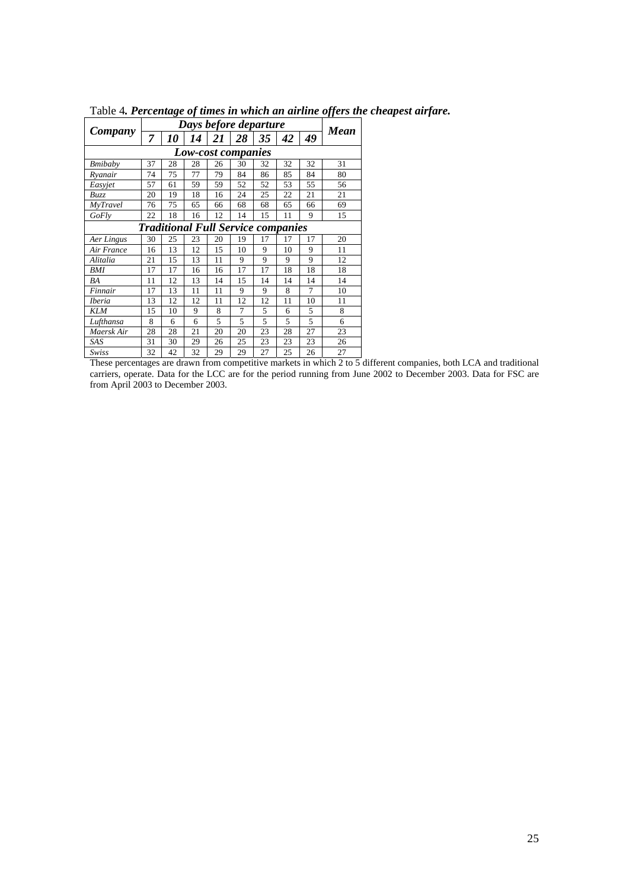Table 4*. **Percentage of times in which an airline offers the cheapest airfare.***

| ***Company*** | ***Days before departure*** | | | | | | | | ***Mean*** |
|---|---|---|---|---|---|---|---|---|---|
| | ***7*** | ***10*** | ***14*** | ***21*** | ***28*** | ***35*** | ***42*** | ***49*** | |
| ***Low-cost companies*** | | | | | | | | | |
| *Bmibaby* | 37 | 28 | 28 | 26 | 30 | 32 | 32 | 32 | 31 |
| *Ryanair* | 74 | 75 | 77 | 79 | 84 | 86 | 85 | 84 | 80 |
| *Easyjet* | 57 | 61 | 59 | 59 | 52 | 52 | 53 | 55 | 56 |
| *Buzz* | 20 | 19 | 18 | 16 | 24 | 25 | 22 | 21 | 21 |
| *MyTravel* | 76 | 75 | 65 | 66 | 68 | 68 | 65 | 66 | 69 |
| *GoFly* | 22 | 18 | 16 | 12 | 14 | 15 | 11 | 9 | 15 |
| ***Traditional Full Service companies*** | | | | | | | | | |
| *Aer Lingus* | 30 | 25 | 23 | 20 | 19 | 17 | 17 | 17 | 20 |
| *Air France* | 16 | 13 | 12 | 15 | 10 | 9 | 10 | 9 | 11 |
| *Alitalia* | 21 | 15 | 13 | 11 | 9 | 9 | 9 | 9 | 12 |
| *BMI* | 17 | 17 | 16 | 16 | 17 | 17 | 18 | 18 | 18 |
| *BA* | 11 | 12 | 13 | 14 | 15 | 14 | 14 | 14 | 14 |
| *Finnair* | 17 | 13 | 11 | 11 | 9 | 9 | 8 | 7 | 10 |
| *Iberia* | 13 | 12 | 12 | 11 | 12 | 12 | 11 | 10 | 11 |
| *KLM* | 15 | 10 | 9 | 8 | 7 | 5 | 6 | 5 | 8 |
| *Lufthansa* | 8 | 6 | 6 | 5 | 5 | 5 | 5 | 5 | 6 |
| *Maersk Air* | 28 | 28 | 21 | 20 | 20 | 23 | 28 | 27 | 23 |
| *SAS* | 31 | 30 | 29 | 26 | 25 | 23 | 23 | 23 | 26 |
| *Swiss* | 32 | 42 | 32 | 29 | 29 | 27 | 25 | 26 | 27 |

These percentages are drawn from competitive markets in which 2 to 5 different companies, both LCA and traditional carriers, operate. Data for the LCC are for the period running from June 2002 to December 2003. Data for FSC are from April 2003 to December 2003.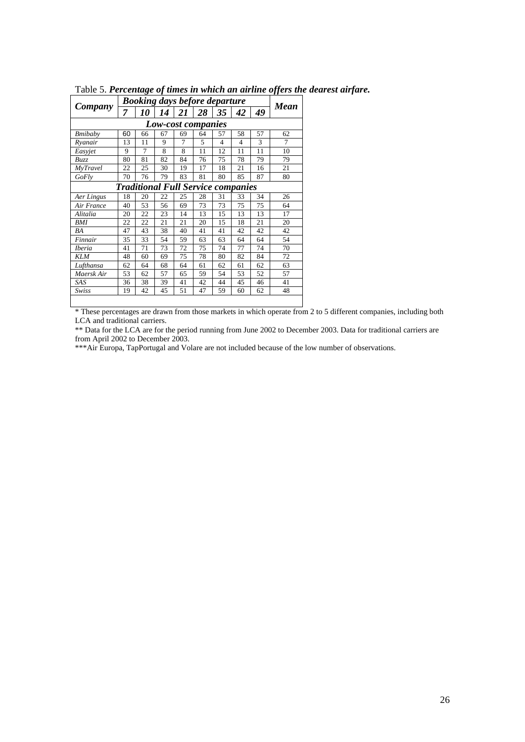Table 5. ***Percentage of times in which an airline offers the dearest airfare.***

| Company | Booking days before departure | | | | | | | | Mean |
|---|---|---|---|---|---|---|---|---|---|
| | 7 | 10 | 14 | 21 | 28 | 35 | 42 | 49 | |
| ***Low-cost companies*** | | | | | | | | | |
| *Bmibaby* | 60 | 66 | 67 | 69 | 64 | 57 | 58 | 57 | 62 |
| *Ryanair* | 13 | 11 | 9 | 7 | 5 | 4 | 4 | 3 | 7 |
| *Easyjet* | 9 | 7 | 8 | 8 | 11 | 12 | 11 | 11 | 10 |
| *Buzz* | 80 | 81 | 82 | 84 | 76 | 75 | 78 | 79 | 79 |
| *MyTravel* | 22 | 25 | 30 | 19 | 17 | 18 | 21 | 16 | 21 |
| *GoFly* | 70 | 76 | 79 | 83 | 81 | 80 | 85 | 87 | 80 |
| ***Traditional Full Service companies*** | | | | | | | | | |
| *Aer Lingus* | 18 | 20 | 22 | 25 | 28 | 31 | 33 | 34 | 26 |
| *Air France* | 40 | 53 | 56 | 69 | 73 | 73 | 75 | 75 | 64 |
| *Alitalia* | 20 | 22 | 23 | 14 | 13 | 15 | 13 | 13 | 17 |
| *BMI* | 22 | 22 | 21 | 21 | 20 | 15 | 18 | 21 | 20 |
| *BA* | 47 | 43 | 38 | 40 | 41 | 41 | 42 | 42 | 42 |
| *Finnair* | 35 | 33 | 54 | 59 | 63 | 63 | 64 | 64 | 54 |
| *Iberia* | 41 | 71 | 73 | 72 | 75 | 74 | 77 | 74 | 70 |
| *KLM* | 48 | 60 | 69 | 75 | 78 | 80 | 82 | 84 | 72 |
| *Lufthansa* | 62 | 64 | 68 | 64 | 61 | 62 | 61 | 62 | 63 |
| *Maersk Air* | 53 | 62 | 57 | 65 | 59 | 54 | 53 | 52 | 57 |
| *SAS* | 36 | 38 | 39 | 41 | 42 | 44 | 45 | 46 | 41 |
| *Swiss* | 19 | 42 | 45 | 51 | 47 | 59 | 60 | 62 | 48 |

* These percentages are drawn from those markets in which operate from 2 to 5 different companies, including both LCA and traditional carriers.

** Data for the LCA are for the period running from June 2002 to December 2003. Data for traditional carriers are from April 2002 to December 2003.

***Air Europa, TapPortugal and Volare are not included because of the low number of observations.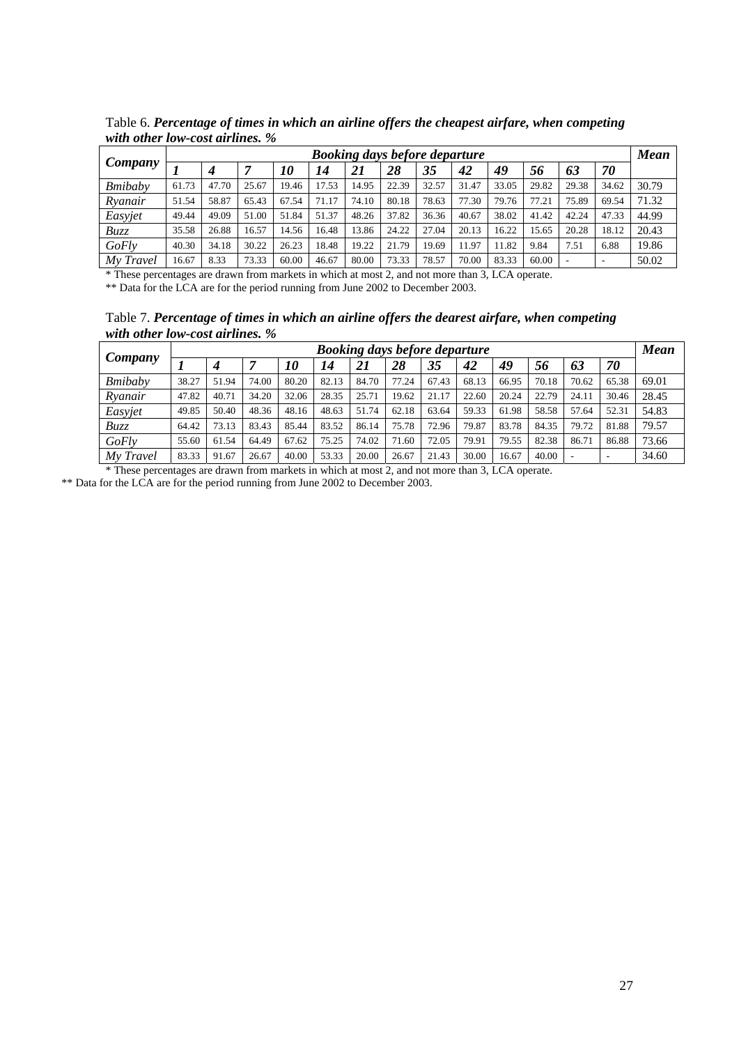Table 6. ***Percentage of times in which an airline offers the cheapest airfare, when competing with other low-cost airlines. %***

| *Company* | *Booking days before departure* | | | | | | | | | | | | | *Mean* |
|---|---|---|---|---|---|---|---|---|---|---|---|---|---|---|
| | ***1*** | ***4*** | ***7*** | ***10*** | ***14*** | ***21*** | ***28*** | ***35*** | ***42*** | ***49*** | ***56*** | ***63*** | ***70*** | |
| *Bmibaby* | 61.73 | 47.70 | 25.67 | 19.46 | 17.53 | 14.95 | 22.39 | 32.57 | 31.47 | 33.05 | 29.82 | 29.38 | 34.62 | 30.79 |
| *Ryanair* | 51.54 | 58.87 | 65.43 | 67.54 | 71.17 | 74.10 | 80.18 | 78.63 | 77.30 | 79.76 | 77.21 | 75.89 | 69.54 | 71.32 |
| *Easyjet* | 49.44 | 49.09 | 51.00 | 51.84 | 51.37 | 48.26 | 37.82 | 36.36 | 40.67 | 38.02 | 41.42 | 42.24 | 47.33 | 44.99 |
| *Buzz* | 35.58 | 26.88 | 16.57 | 14.56 | 16.48 | 13.86 | 24.22 | 27.04 | 20.13 | 16.22 | 15.65 | 20.28 | 18.12 | 20.43 |
| *GoFly* | 40.30 | 34.18 | 30.22 | 26.23 | 18.48 | 19.22 | 21.79 | 19.69 | 11.97 | 11.82 | 9.84 | 7.51 | 6.88 | 19.86 |
| *My Travel* | 16.67 | 8.33 | 73.33 | 60.00 | 46.67 | 80.00 | 73.33 | 78.57 | 70.00 | 83.33 | 60.00 | - | - | 50.02 |

\* These percentages are drawn from markets in which at most 2, and not more than 3, LCA operate.

\*\* Data for the LCA are for the period running from June 2002 to December 2003.

Table 7. ***Percentage of times in which an airline offers the dearest airfare, when competing with other low-cost airlines. %***

| *Company* | *Booking days before departure* | | | | | | | | | | | | | *Mean* |
|---|---|---|---|---|---|---|---|---|---|---|---|---|---|---|
| | ***1*** | ***4*** | ***7*** | ***10*** | ***14*** | ***21*** | ***28*** | ***35*** | ***42*** | ***49*** | ***56*** | ***63*** | ***70*** | |
| *Bmibaby* | 38.27 | 51.94 | 74.00 | 80.20 | 82.13 | 84.70 | 77.24 | 67.43 | 68.13 | 66.95 | 70.18 | 70.62 | 65.38 | 69.01 |
| *Ryanair* | 47.82 | 40.71 | 34.20 | 32.06 | 28.35 | 25.71 | 19.62 | 21.17 | 22.60 | 20.24 | 22.79 | 24.11 | 30.46 | 28.45 |
| *Easyjet* | 49.85 | 50.40 | 48.36 | 48.16 | 48.63 | 51.74 | 62.18 | 63.64 | 59.33 | 61.98 | 58.58 | 57.64 | 52.31 | 54.83 |
| *Buzz* | 64.42 | 73.13 | 83.43 | 85.44 | 83.52 | 86.14 | 75.78 | 72.96 | 79.87 | 83.78 | 84.35 | 79.72 | 81.88 | 79.57 |
| *GoFly* | 55.60 | 61.54 | 64.49 | 67.62 | 75.25 | 74.02 | 71.60 | 72.05 | 79.91 | 79.55 | 82.38 | 86.71 | 86.88 | 73.66 |
| *My Travel* | 83.33 | 91.67 | 26.67 | 40.00 | 53.33 | 20.00 | 26.67 | 21.43 | 30.00 | 16.67 | 40.00 | - | - | 34.60 |

\* These percentages are drawn from markets in which at most 2, and not more than 3, LCA operate.

\*\* Data for the LCA are for the period running from June 2002 to December 2003.